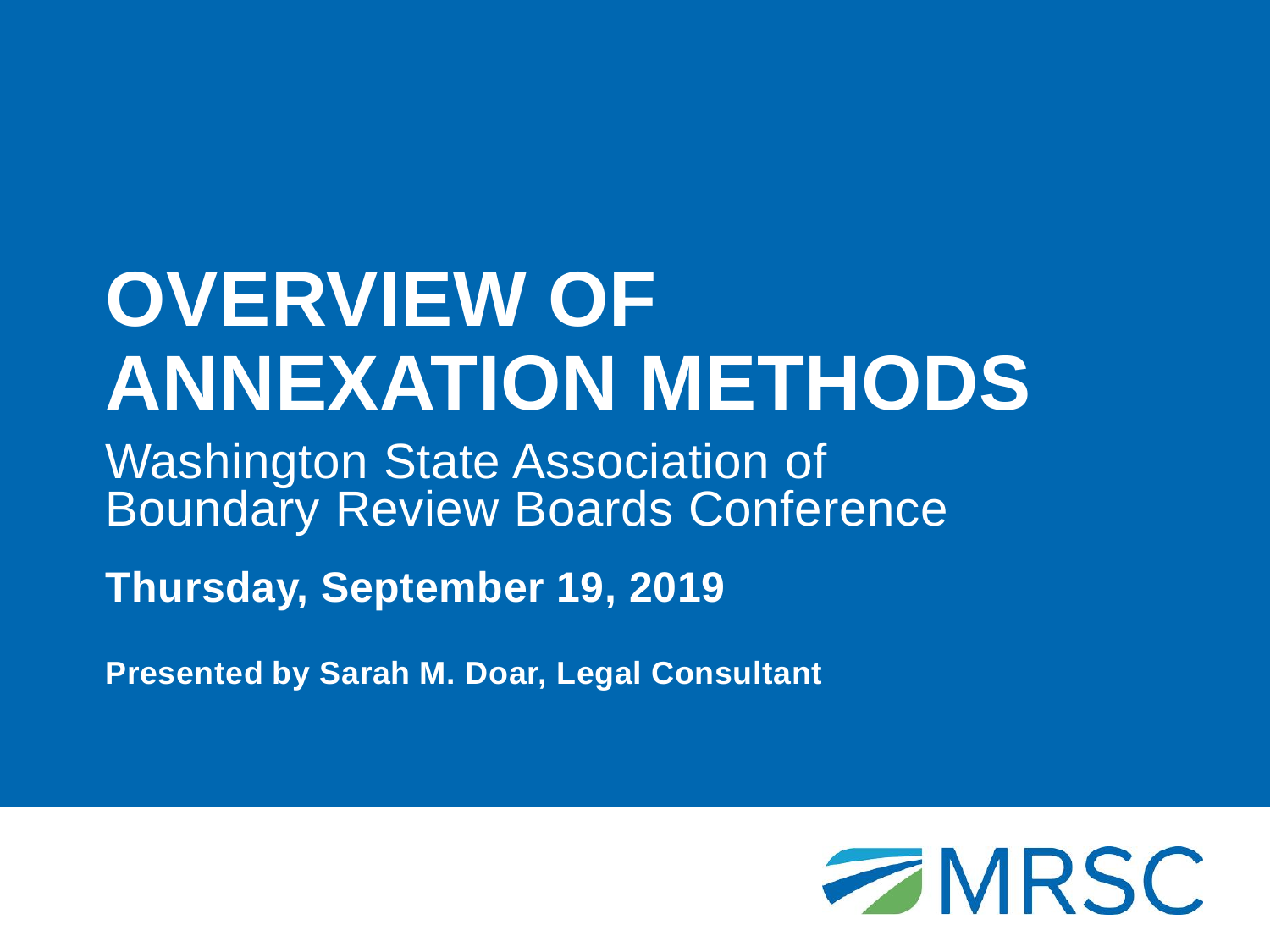# OVERVIEW OF ANNEXATION METHODS

Washington State Association of Boundary Review Boards Conference

**Thursday, September 19, 2019**

**Presented by Sarah M. Doar, Legal Consultant**

MRSC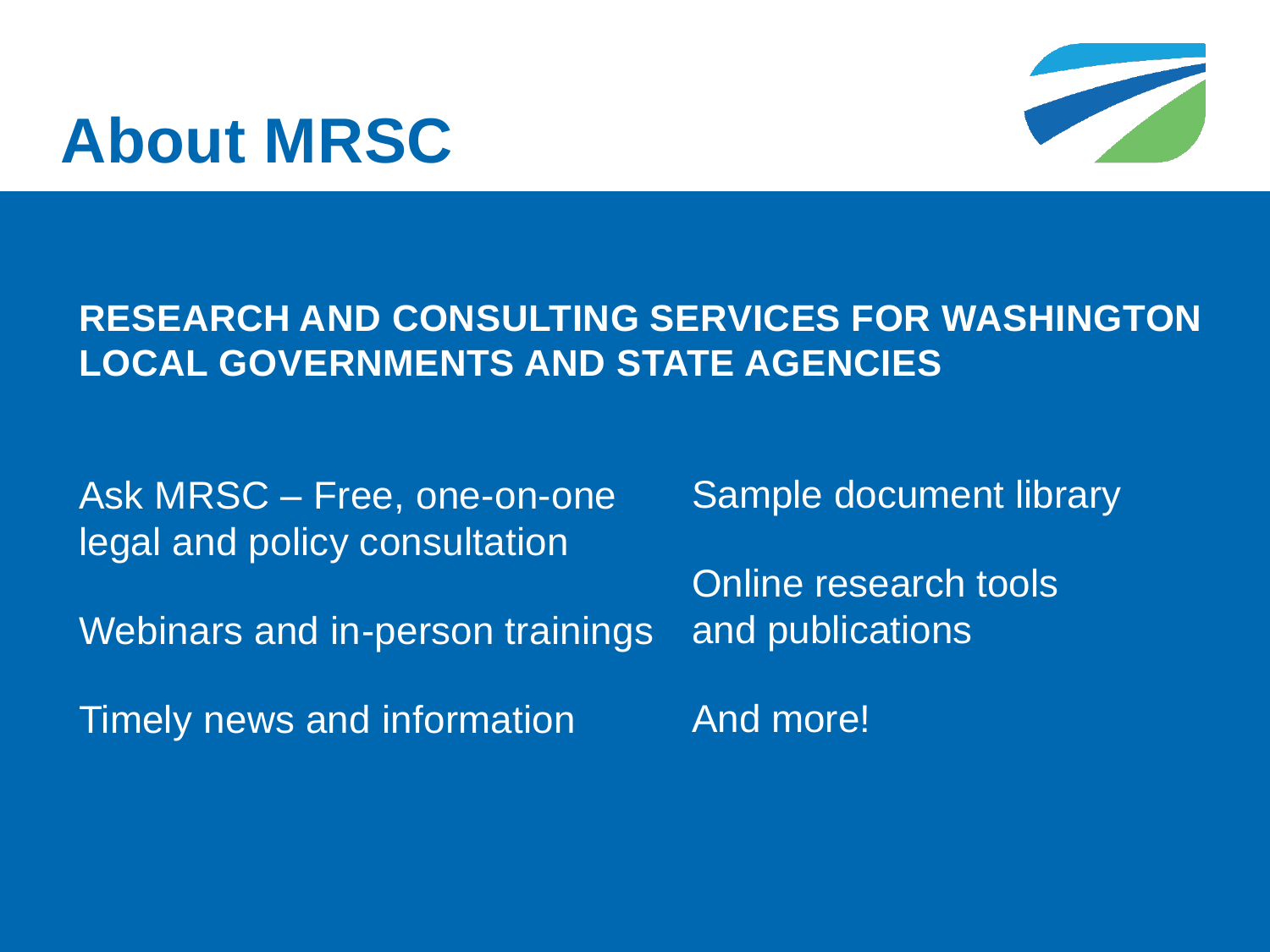# About MRSC

**RESEARCH AND CONSULTING SERVICES FOR WASHINGTON LOCAL GOVERNMENTS AND STATE AGENCIES**

Ask MRSC – Free, one-on-one legal and policy consultation

Webinars and in-person trainings

Timely news and information

Sample document library

Online research tools and publications

And more!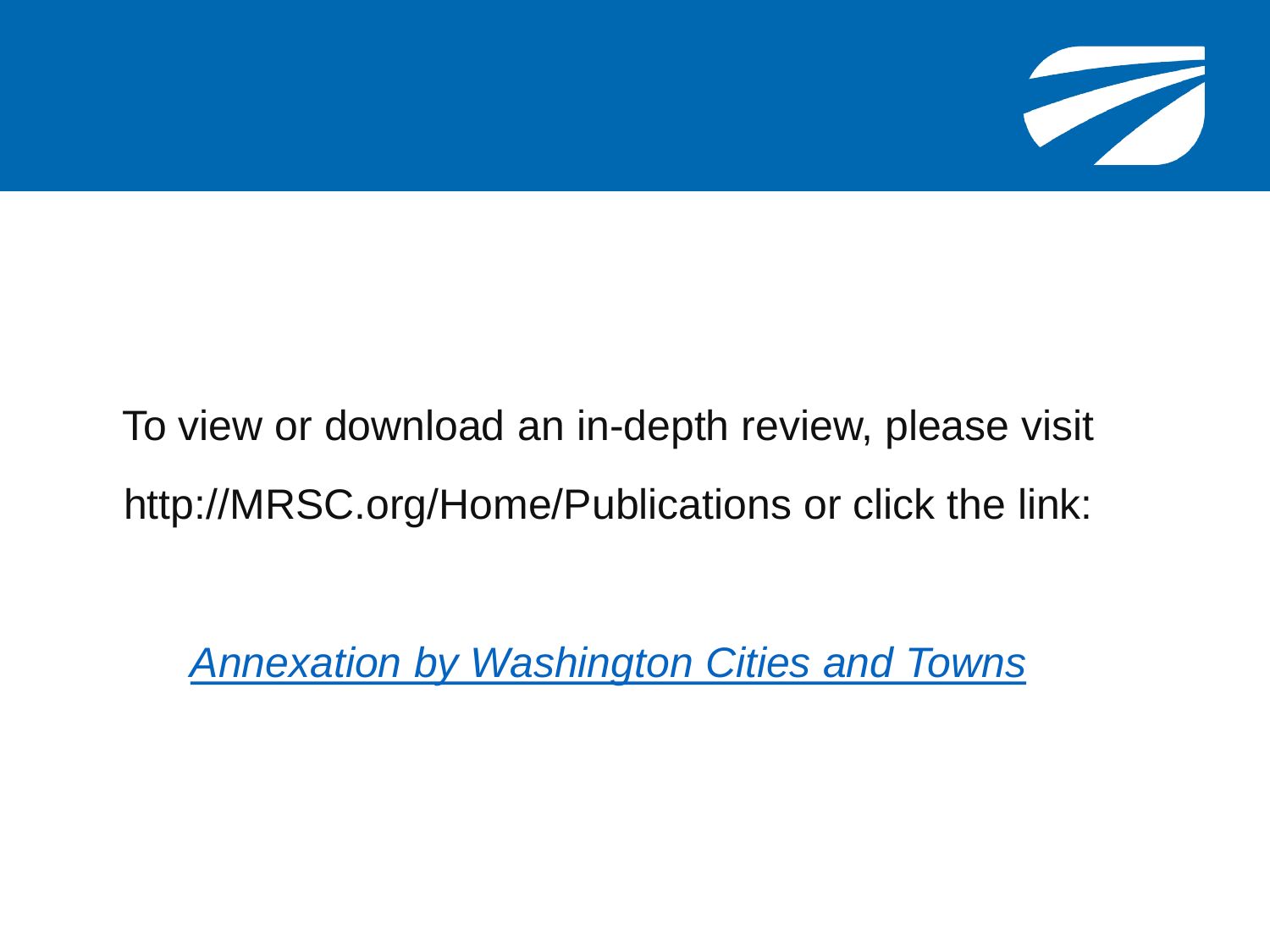To view or download an in-depth review, please visit http://MRSC.org/Home/Publications or click the link:

*Annexation by Washington Cities and Towns*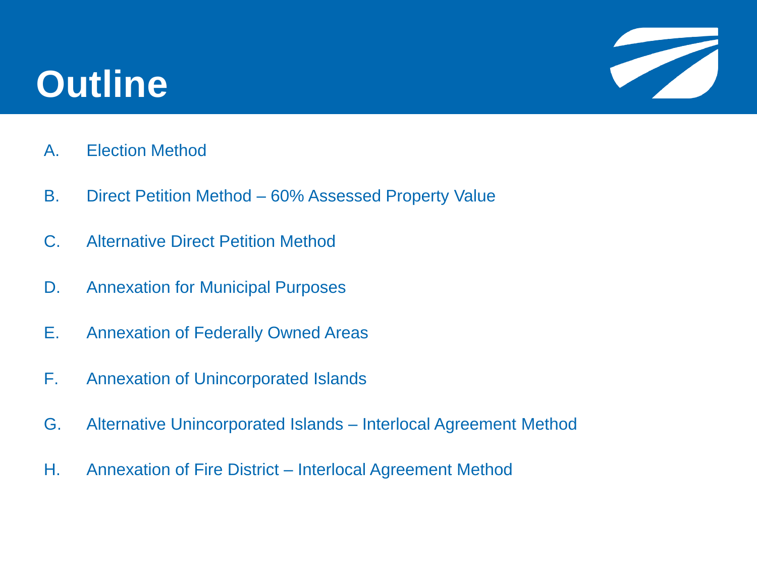# Outline

A. Election Method

B. Direct Petition Method – 60% Assessed Property Value

C. Alternative Direct Petition Method

D. Annexation for Municipal Purposes

E. Annexation of Federally Owned Areas

F. Annexation of Unincorporated Islands

G. Alternative Unincorporated Islands – Interlocal Agreement Method

H. Annexation of Fire District – Interlocal Agreement Method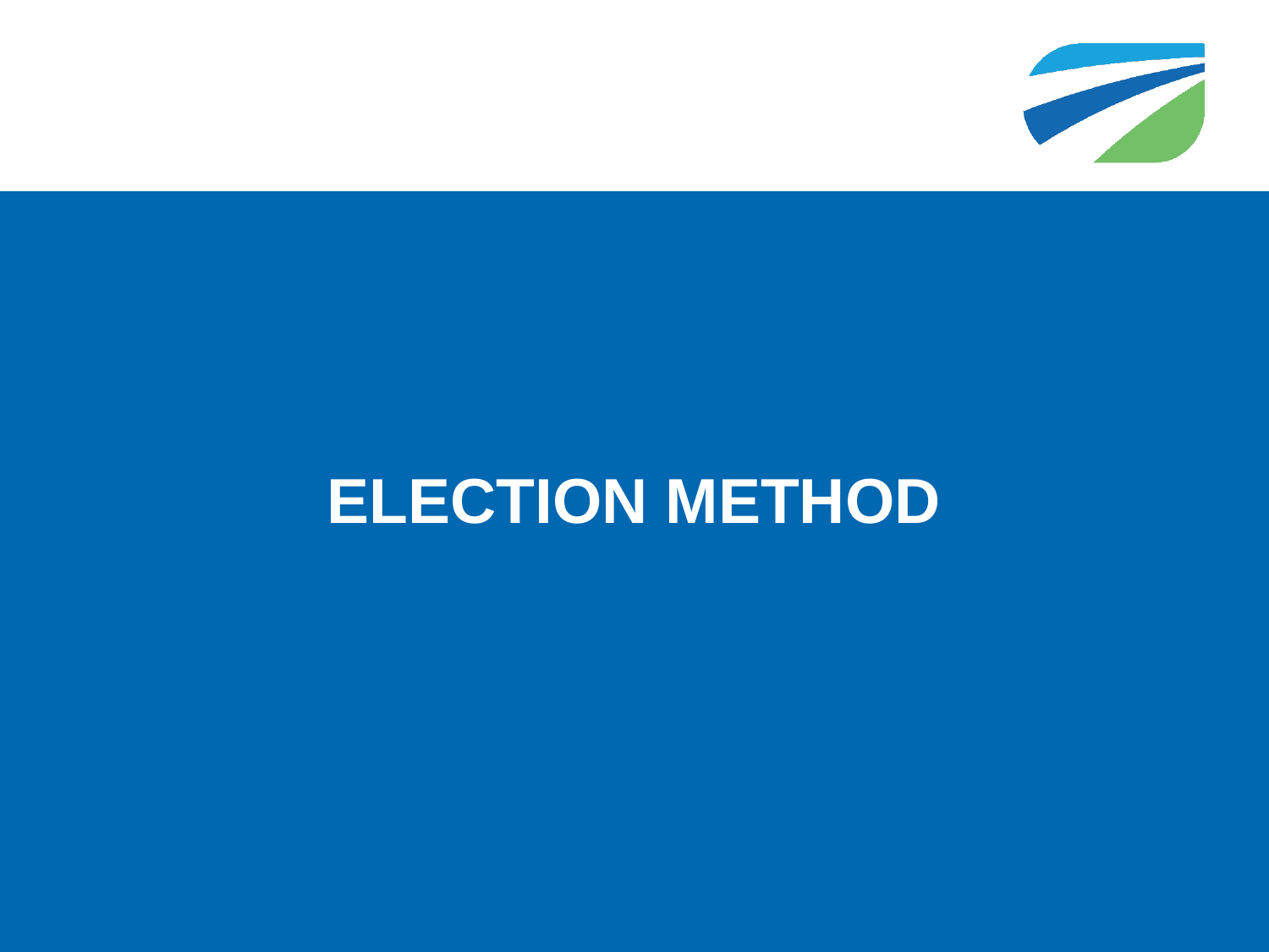# ELECTION METHOD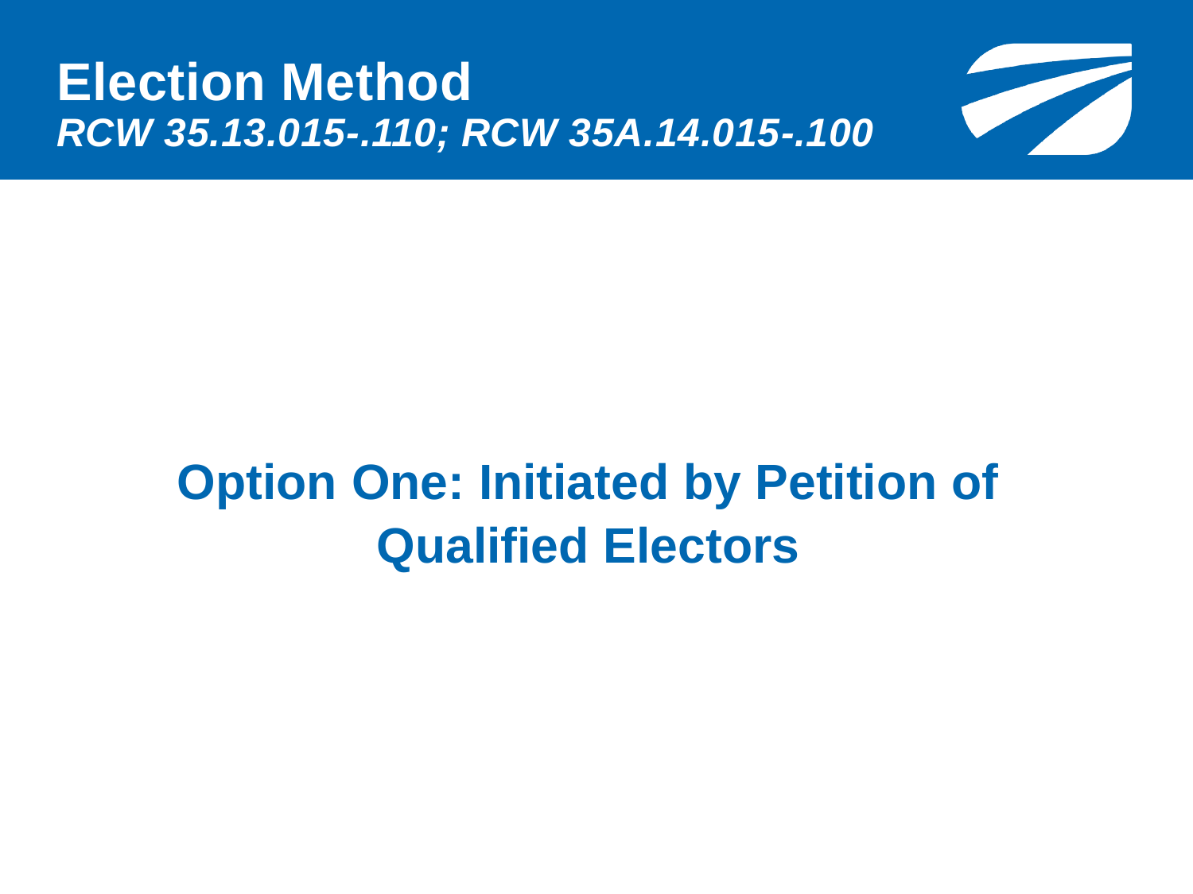# Election Method

***RCW 35.13.015-.110; RCW 35A.14.015-.100***

## Option One: Initiated by Petition of Qualified Electors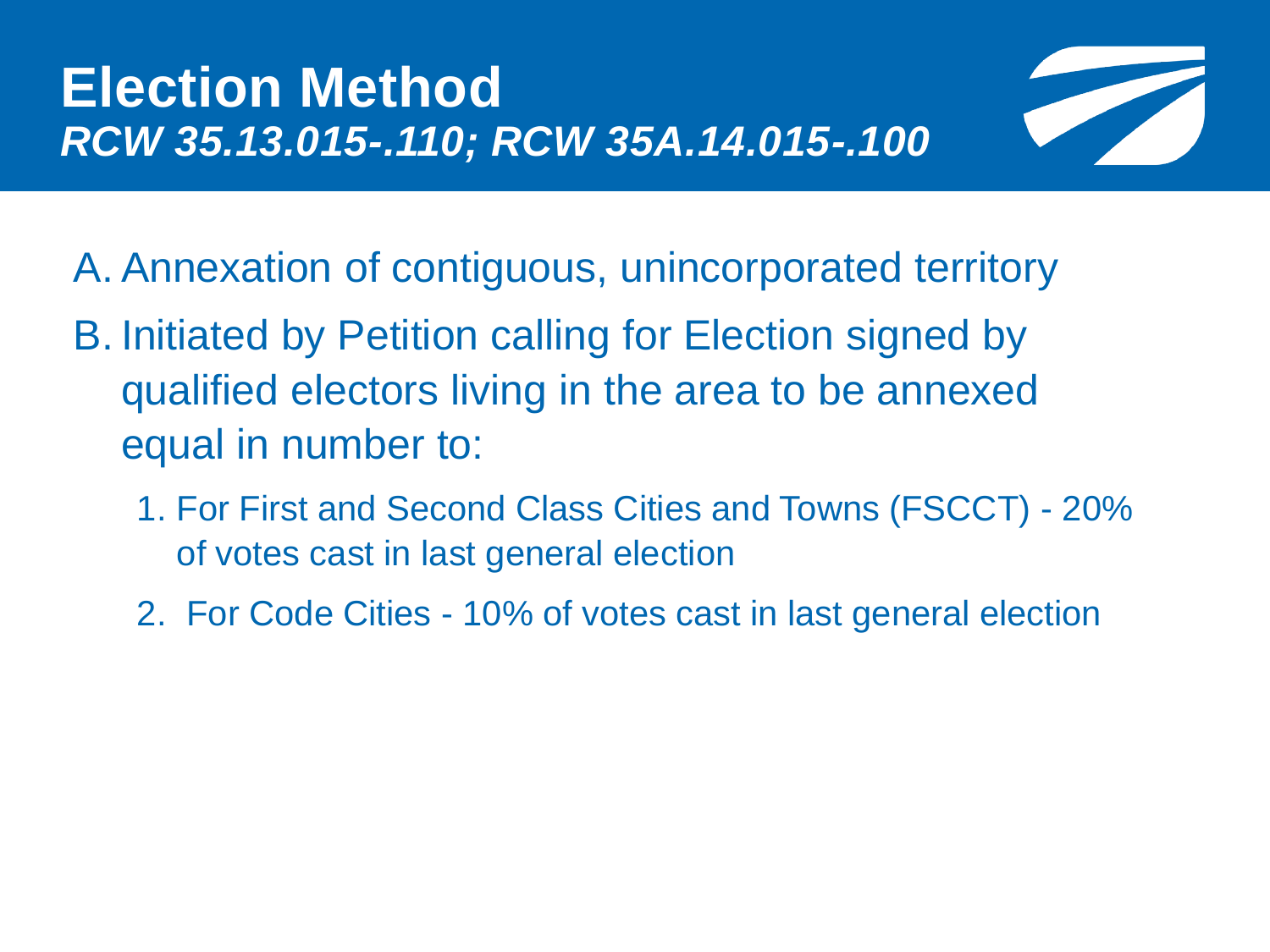# Election Method

***RCW 35.13.015-.110; RCW 35A.14.015-.100***

A. Annexation of contiguous, unincorporated territory

B. Initiated by Petition calling for Election signed by qualified electors living in the area to be annexed equal in number to:

   1. For First and Second Class Cities and Towns (FSCCT) - 20% of votes cast in last general election
   2. For Code Cities - 10% of votes cast in last general election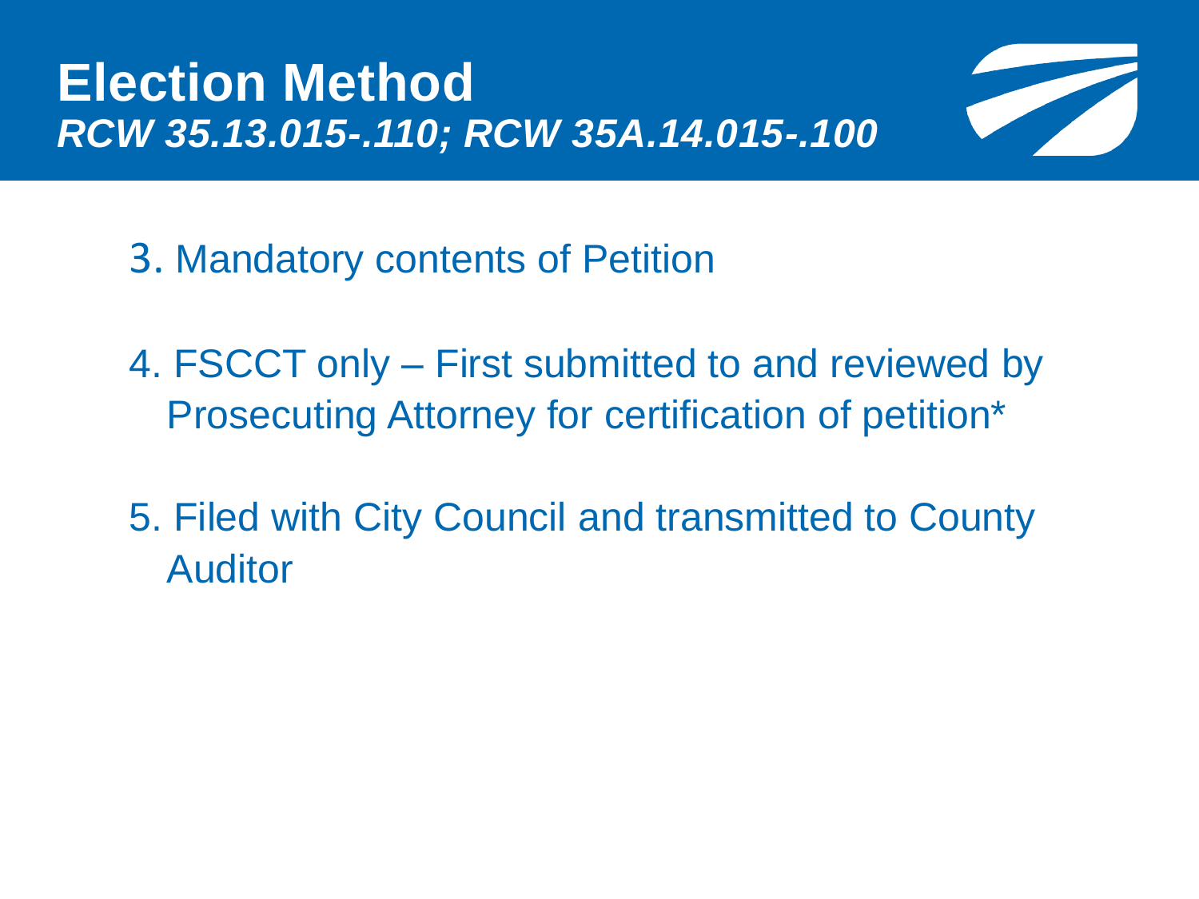# Election Method

***RCW 35.13.015-.110; RCW 35A.14.015-.100***

3. Mandatory contents of Petition

4. FSCCT only – First submitted to and reviewed by Prosecuting Attorney for certification of petition*

5. Filed with City Council and transmitted to County Auditor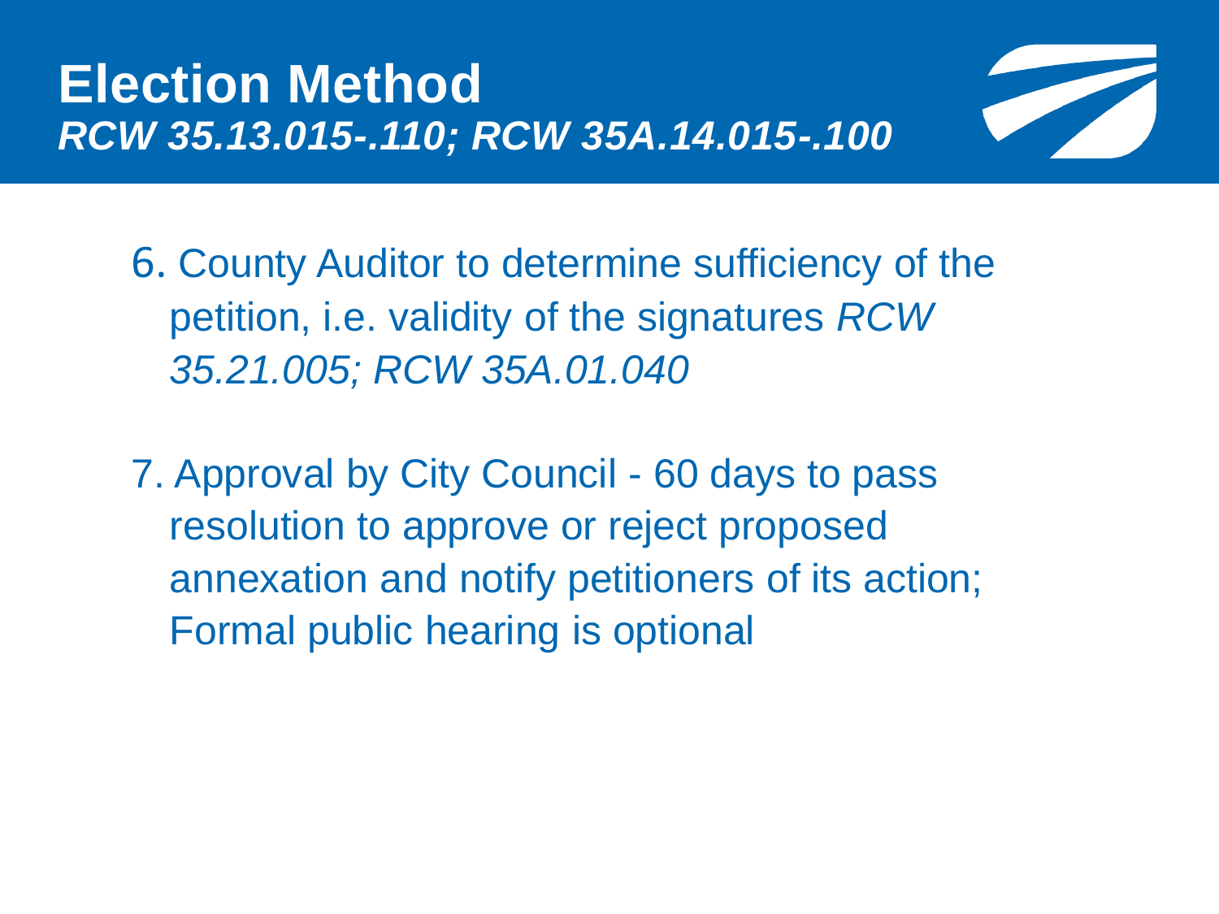# Election Method

***RCW 35.13.015-.110; RCW 35A.14.015-.100***

6. County Auditor to determine sufficiency of the petition, i.e. validity of the signatures *RCW 35.21.005; RCW 35A.01.040*

7. Approval by City Council - 60 days to pass resolution to approve or reject proposed annexation and notify petitioners of its action; Formal public hearing is optional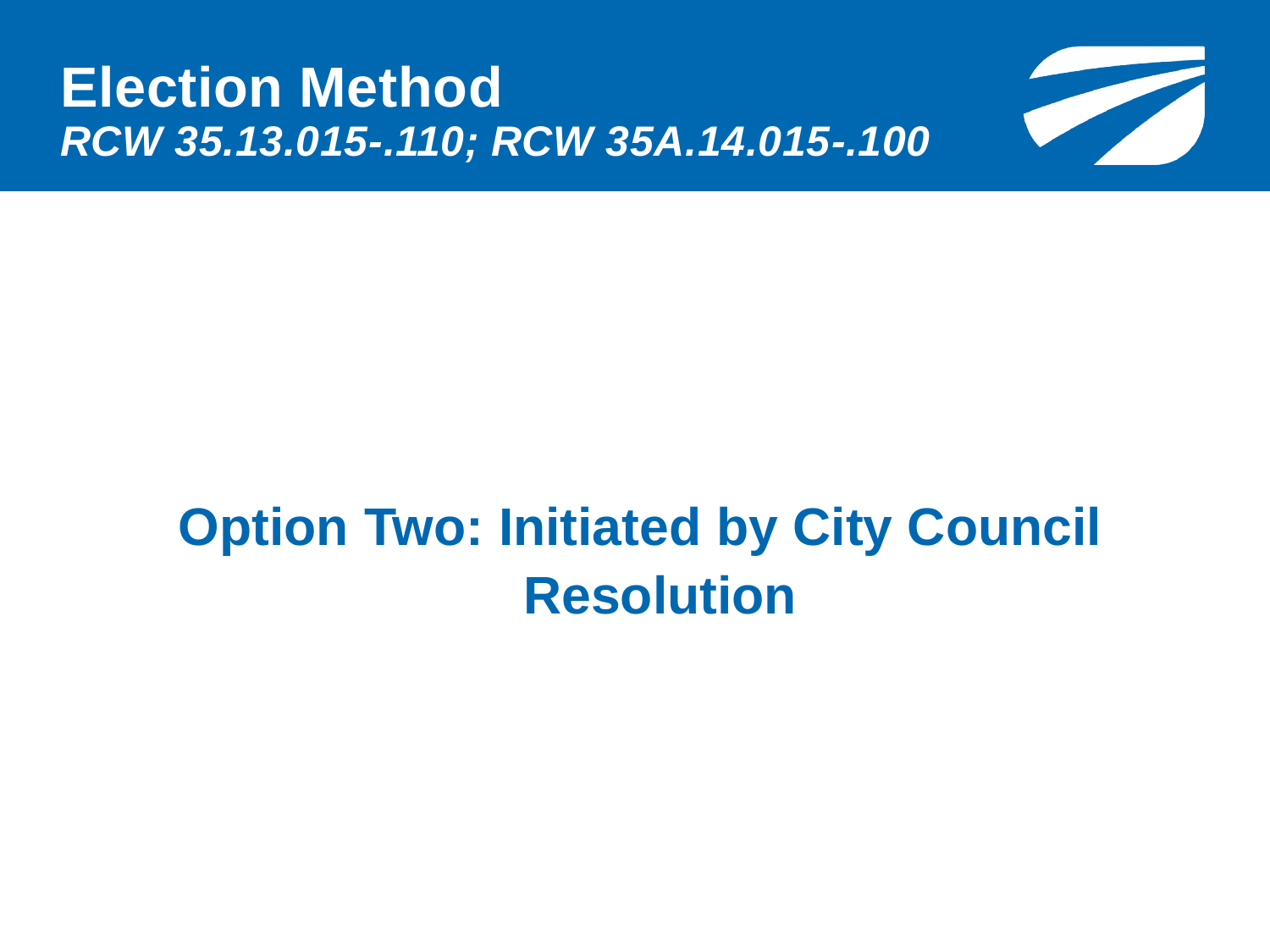# Election Method

***RCW 35.13.015-.110; RCW 35A.14.015-.100***

## Option Two: Initiated by City Council Resolution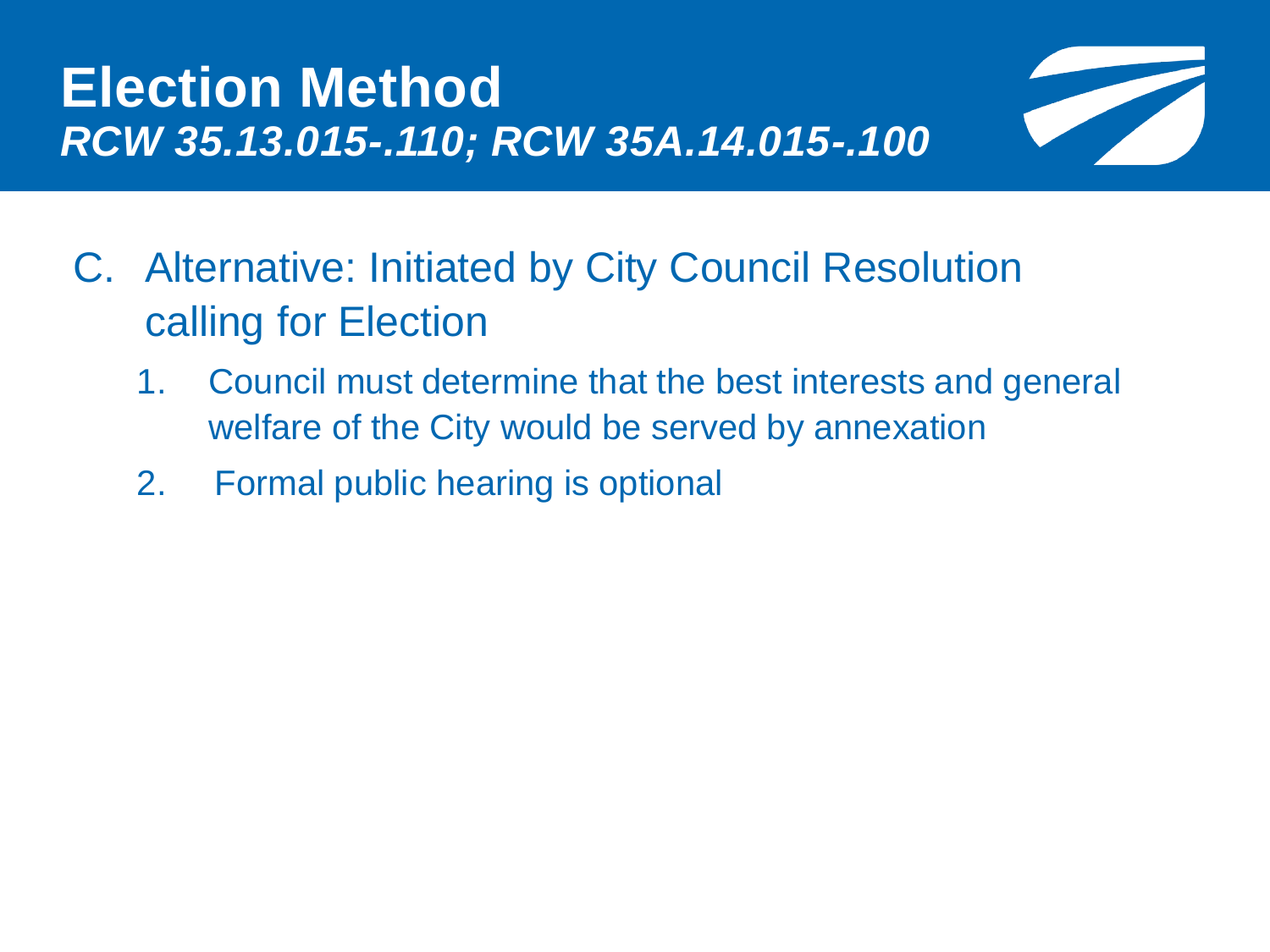# Election Method

***RCW 35.13.015-.110; RCW 35A.14.015-.100***

C. Alternative: Initiated by City Council Resolution calling for Election

   1. Council must determine that the best interests and general welfare of the City would be served by annexation
   2. Formal public hearing is optional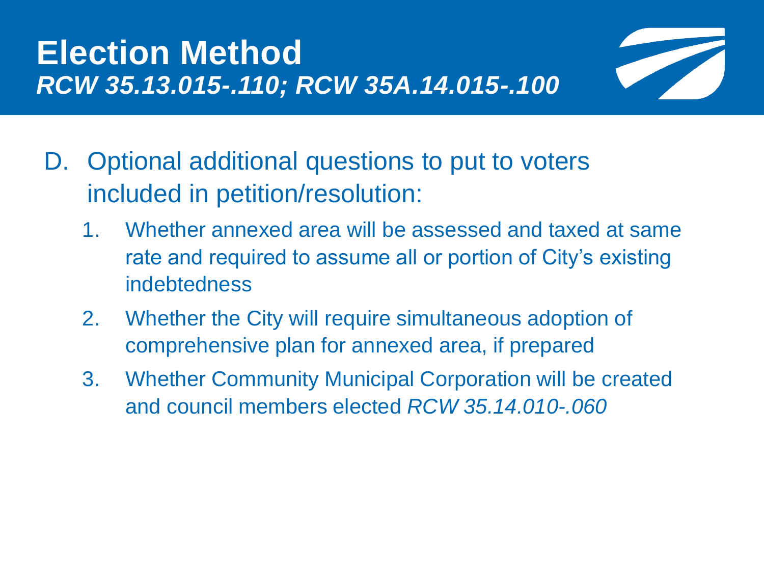# Election Method
## *RCW 35.13.015-.110; RCW 35A.14.015-.100*

D. Optional additional questions to put to voters included in petition/resolution:

   1. Whether annexed area will be assessed and taxed at same rate and required to assume all or portion of City's existing indebtedness
   2. Whether the City will require simultaneous adoption of comprehensive plan for annexed area, if prepared
   3. Whether Community Municipal Corporation will be created and council members elected *RCW 35.14.010-.060*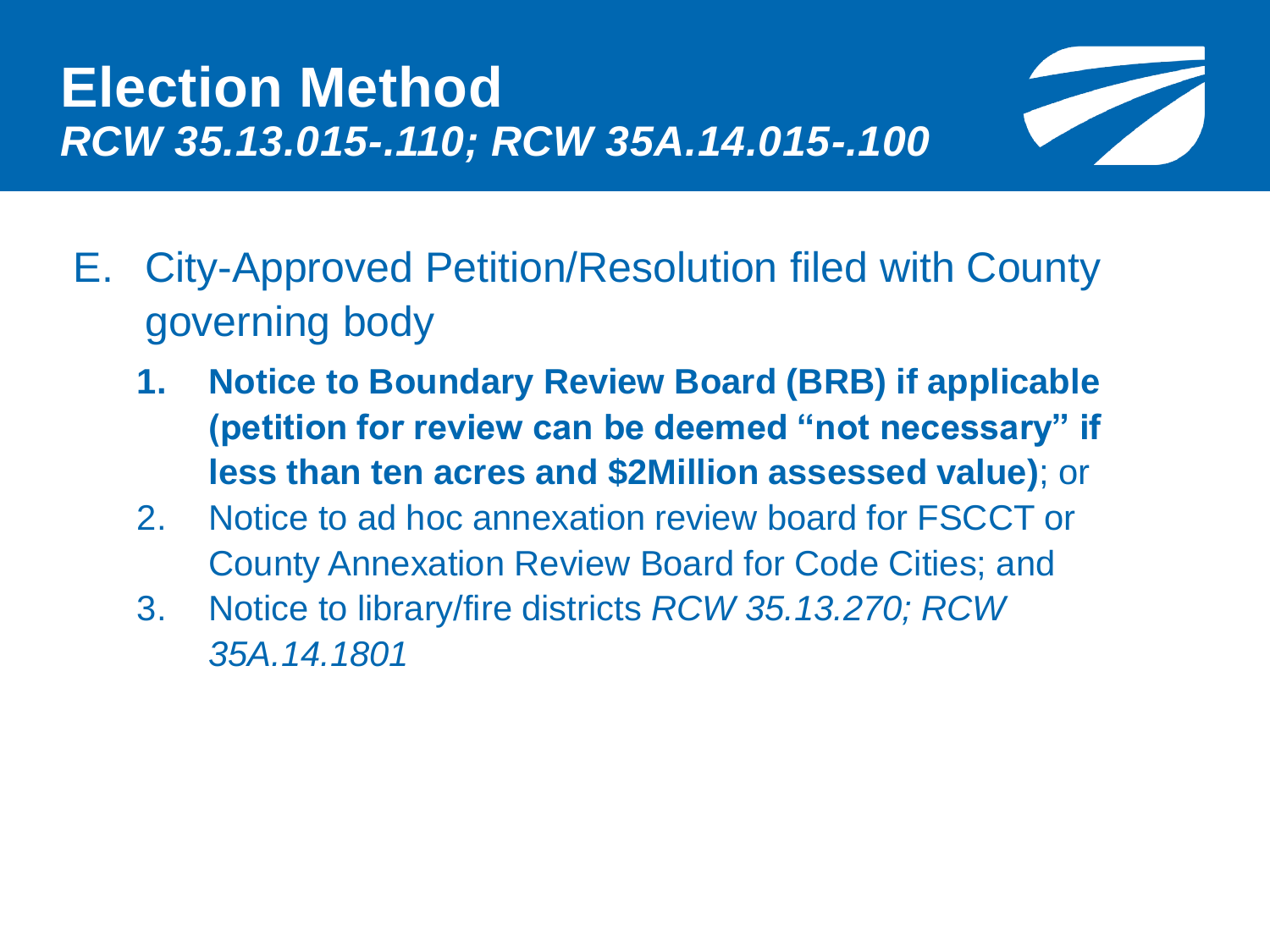# Election Method

***RCW 35.13.015-.110; RCW 35A.14.015-.100***

E. City-Approved Petition/Resolution filed with County governing body

1. **Notice to Boundary Review Board (BRB) if applicable (petition for review can be deemed "not necessary" if less than ten acres and $2Million assessed value)**; or
2. Notice to ad hoc annexation review board for FSCCT or County Annexation Review Board for Code Cities; and
3. Notice to library/fire districts *RCW 35.13.270; RCW 35A.14.1801*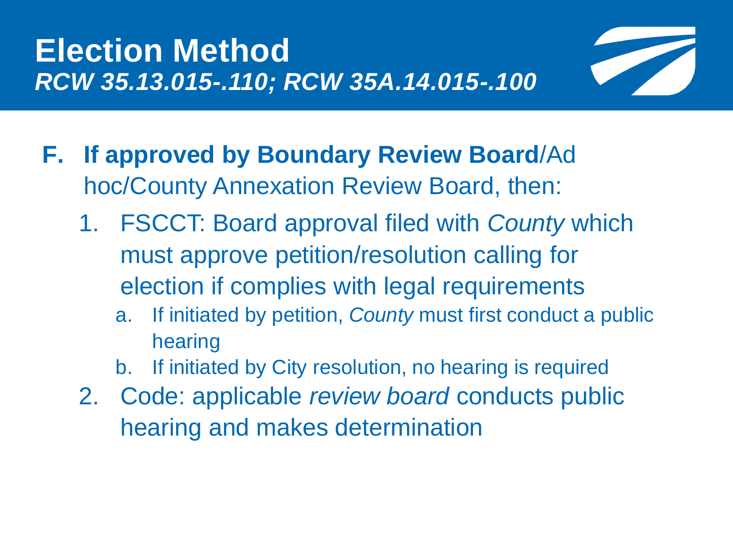# Election Method

***RCW 35.13.015-.110; RCW 35A.14.015-.100***

F. **If approved by Boundary Review Board**/Ad hoc/County Annexation Review Board, then:
   1. FSCCT: Board approval filed with *County* which must approve petition/resolution calling for election if complies with legal requirements
      a. If initiated by petition, *County* must first conduct a public hearing
      b. If initiated by City resolution, no hearing is required
   2. Code: applicable *review board* conducts public hearing and makes determination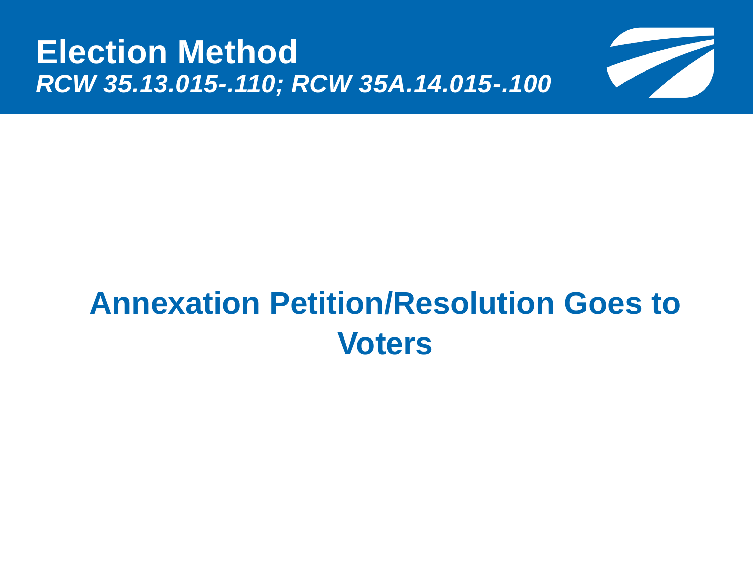# Election Method

***RCW 35.13.015-.110; RCW 35A.14.015-.100***

## Annexation Petition/Resolution Goes to Voters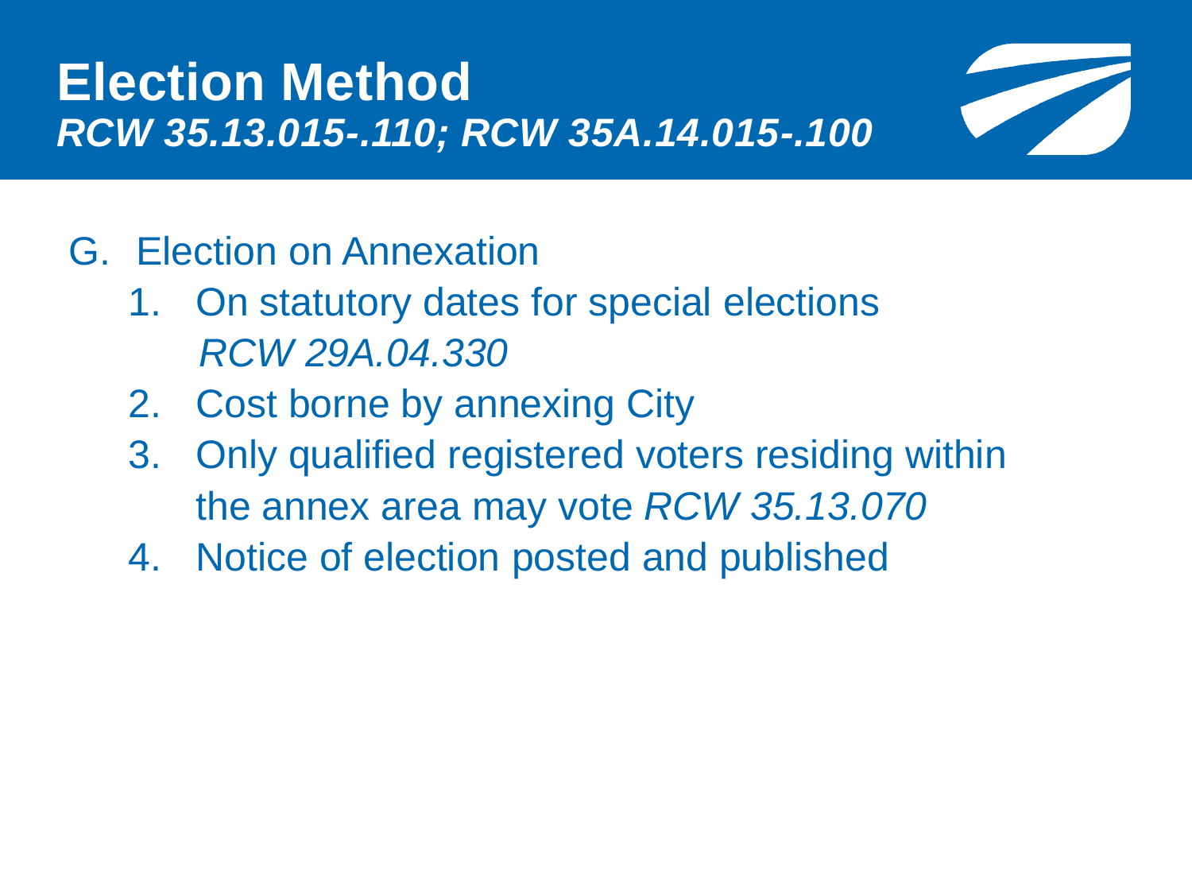# Election Method

## *RCW 35.13.015-.110; RCW 35A.14.015-.100*

G. Election on Annexation

1. On statutory dates for special elections *RCW 29A.04.330*
2. Cost borne by annexing City
3. Only qualified registered voters residing within the annex area may vote *RCW 35.13.070*
4. Notice of election posted and published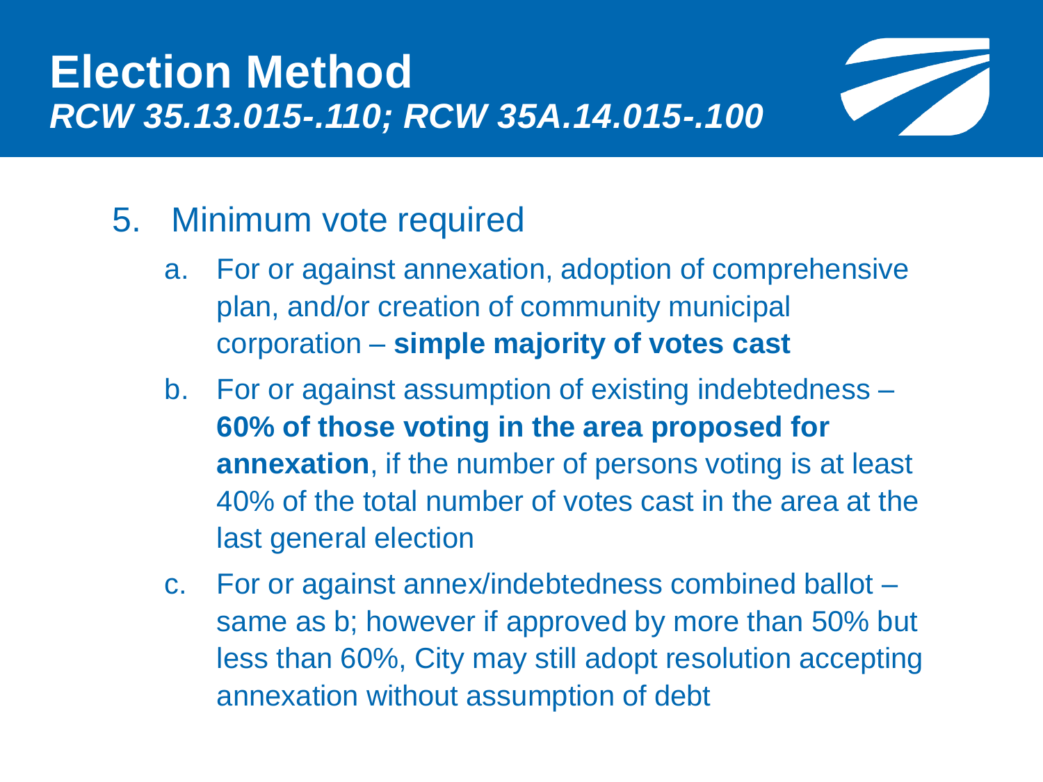# Election Method

***RCW 35.13.015-.110; RCW 35A.14.015-.100***

5. Minimum vote required
   a. For or against annexation, adoption of comprehensive plan, and/or creation of community municipal corporation – **simple majority of votes cast**
   b. For or against assumption of existing indebtedness – **60% of those voting in the area proposed for annexation**, if the number of persons voting is at least 40% of the total number of votes cast in the area at the last general election
   c. For or against annex/indebtedness combined ballot – same as b; however if approved by more than 50% but less than 60%, City may still adopt resolution accepting annexation without assumption of debt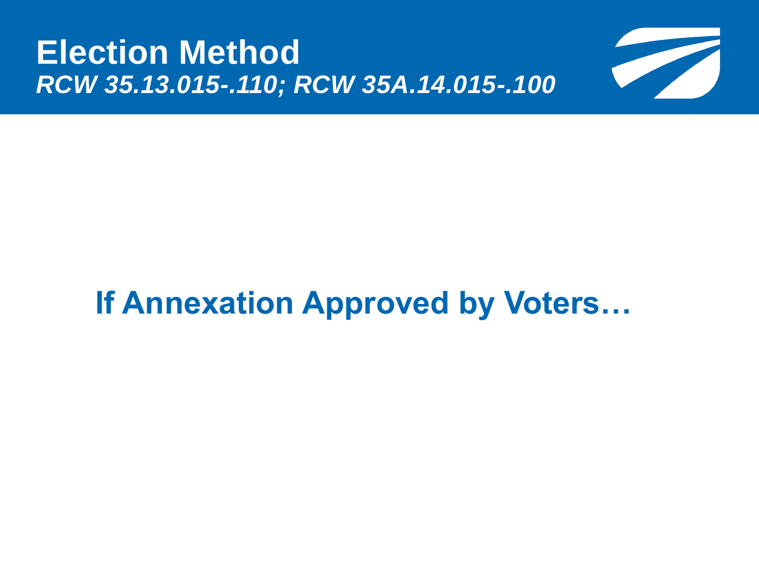# Election Method

***RCW 35.13.015-.110; RCW 35A.14.015-.100***

## If Annexation Approved by Voters…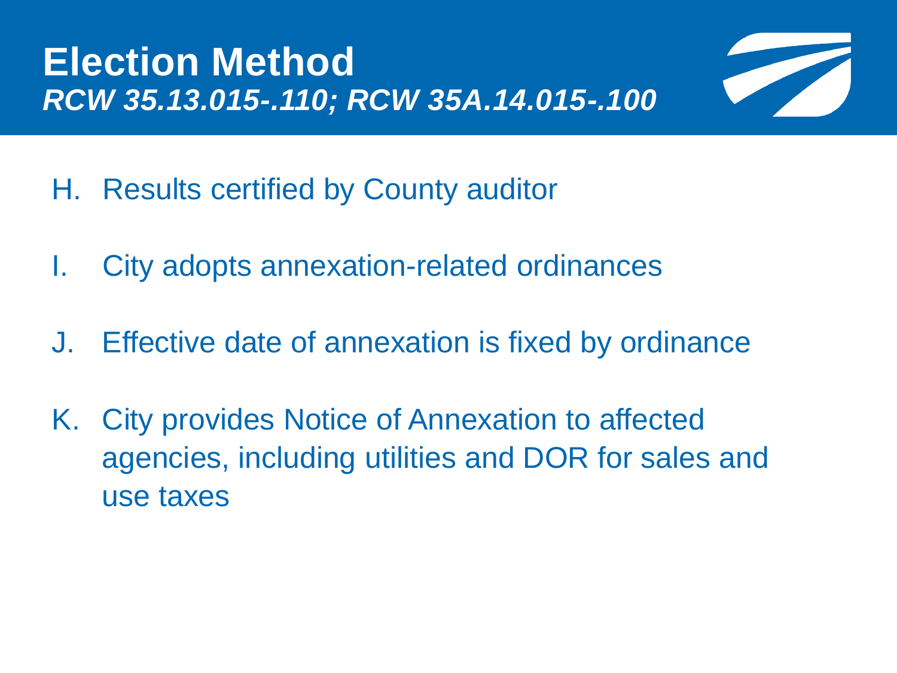# Election Method

***RCW 35.13.015-.110; RCW 35A.14.015-.100***

H. Results certified by County auditor

I. City adopts annexation-related ordinances

J. Effective date of annexation is fixed by ordinance

K. City provides Notice of Annexation to affected agencies, including utilities and DOR for sales and use taxes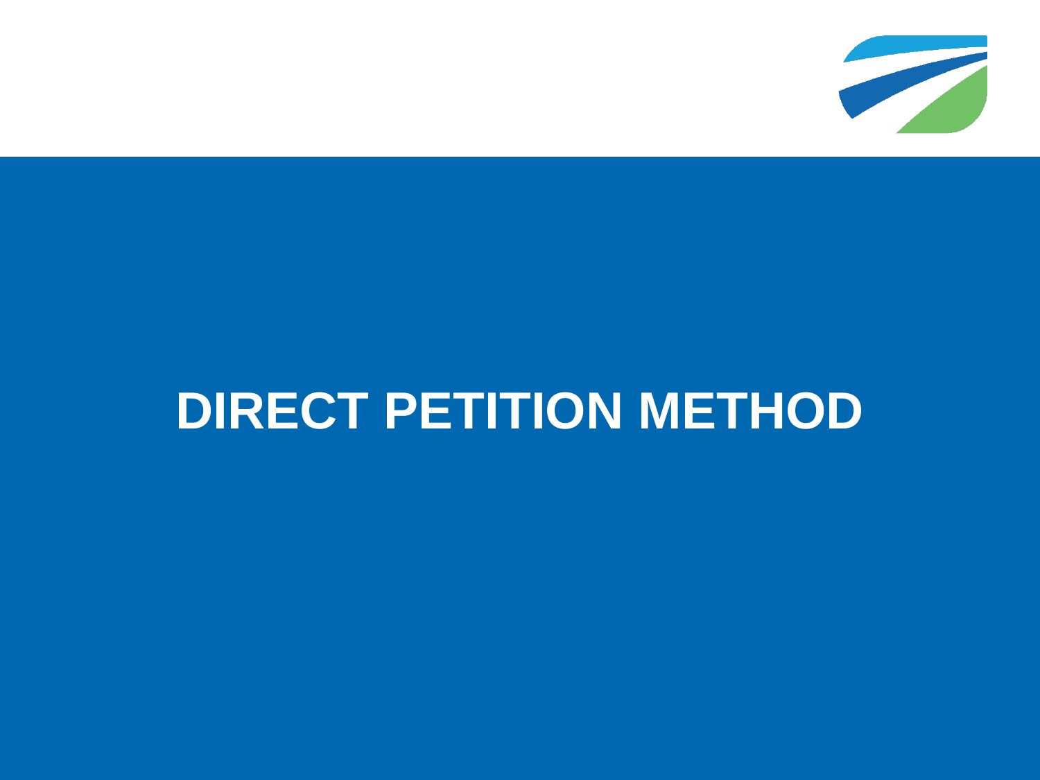# DIRECT PETITION METHOD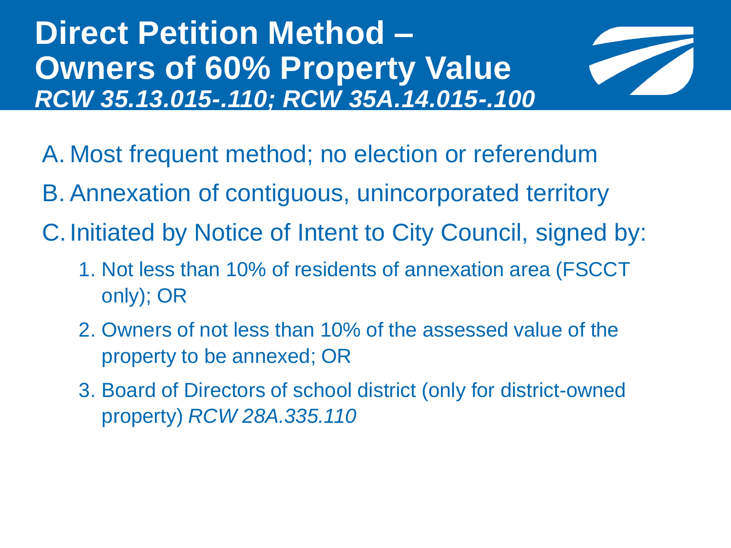# Direct Petition Method – Owners of 60% Property Value

***RCW 35.13.015-.110; RCW 35A.14.015-.100***

A. Most frequent method; no election or referendum

B. Annexation of contiguous, unincorporated territory

C. Initiated by Notice of Intent to City Council, signed by:

   1. Not less than 10% of residents of annexation area (FSCCT only); OR
   2. Owners of not less than 10% of the assessed value of the property to be annexed; OR
   3. Board of Directors of school district (only for district-owned property) *RCW 28A.335.110*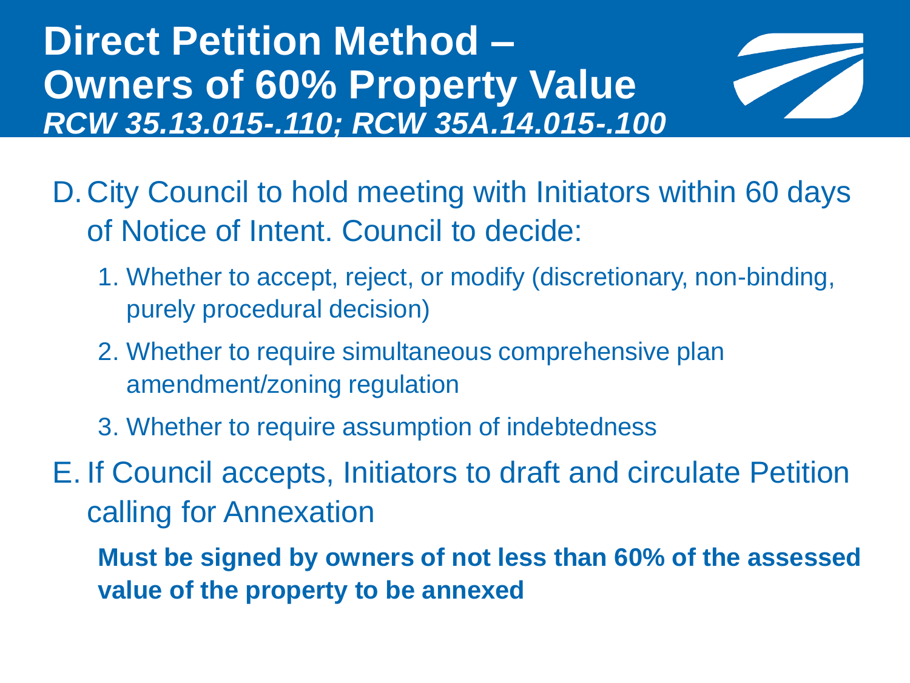# Direct Petition Method – Owners of 60% Property Value

***RCW 35.13.015-.110; RCW 35A.14.015-.100***

D. City Council to hold meeting with Initiators within 60 days of Notice of Intent. Council to decide:

   1. Whether to accept, reject, or modify (discretionary, non-binding, purely procedural decision)
   2. Whether to require simultaneous comprehensive plan amendment/zoning regulation
   3. Whether to require assumption of indebtedness

E. If Council accepts, Initiators to draft and circulate Petition calling for Annexation

   **Must be signed by owners of not less than 60% of the assessed value of the property to be annexed**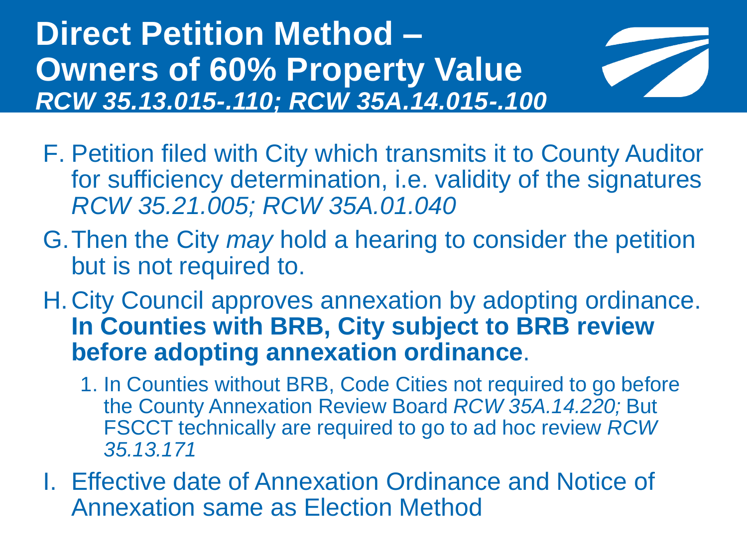# Direct Petition Method – Owners of 60% Property Value

*RCW 35.13.015-.110; RCW 35A.14.015-.100*

F. Petition filed with City which transmits it to County Auditor for sufficiency determination, i.e. validity of the signatures *RCW 35.21.005; RCW 35A.01.040*

G. Then the City *may* hold a hearing to consider the petition but is not required to.

H. City Council approves annexation by adopting ordinance. **In Counties with BRB, City subject to BRB review before adopting annexation ordinance**.

   1. In Counties without BRB, Code Cities not required to go before the County Annexation Review Board *RCW 35A.14.220;* But FSCCT technically are required to go to ad hoc review *RCW 35.13.171*

I. Effective date of Annexation Ordinance and Notice of Annexation same as Election Method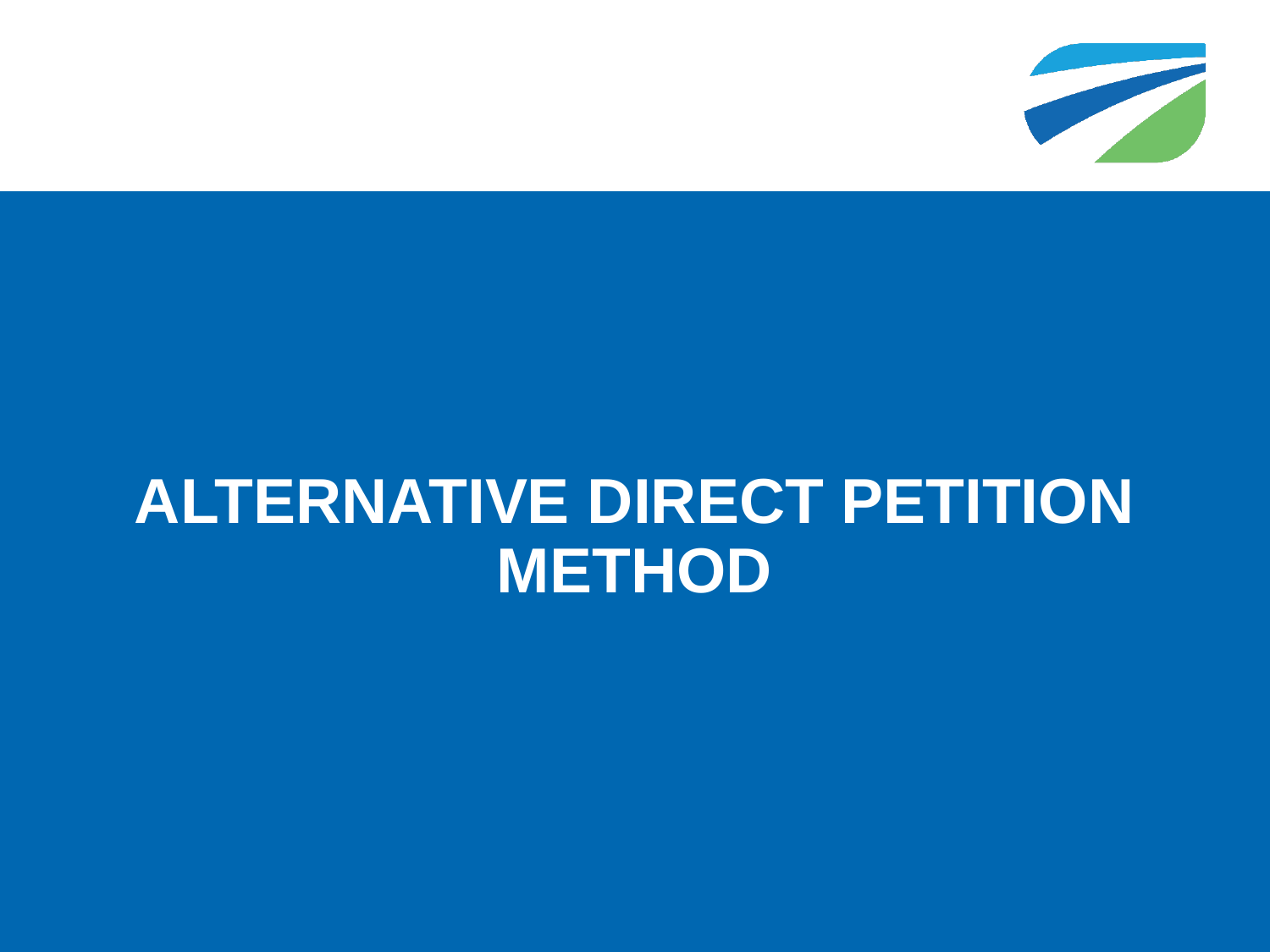# ALTERNATIVE DIRECT PETITION METHOD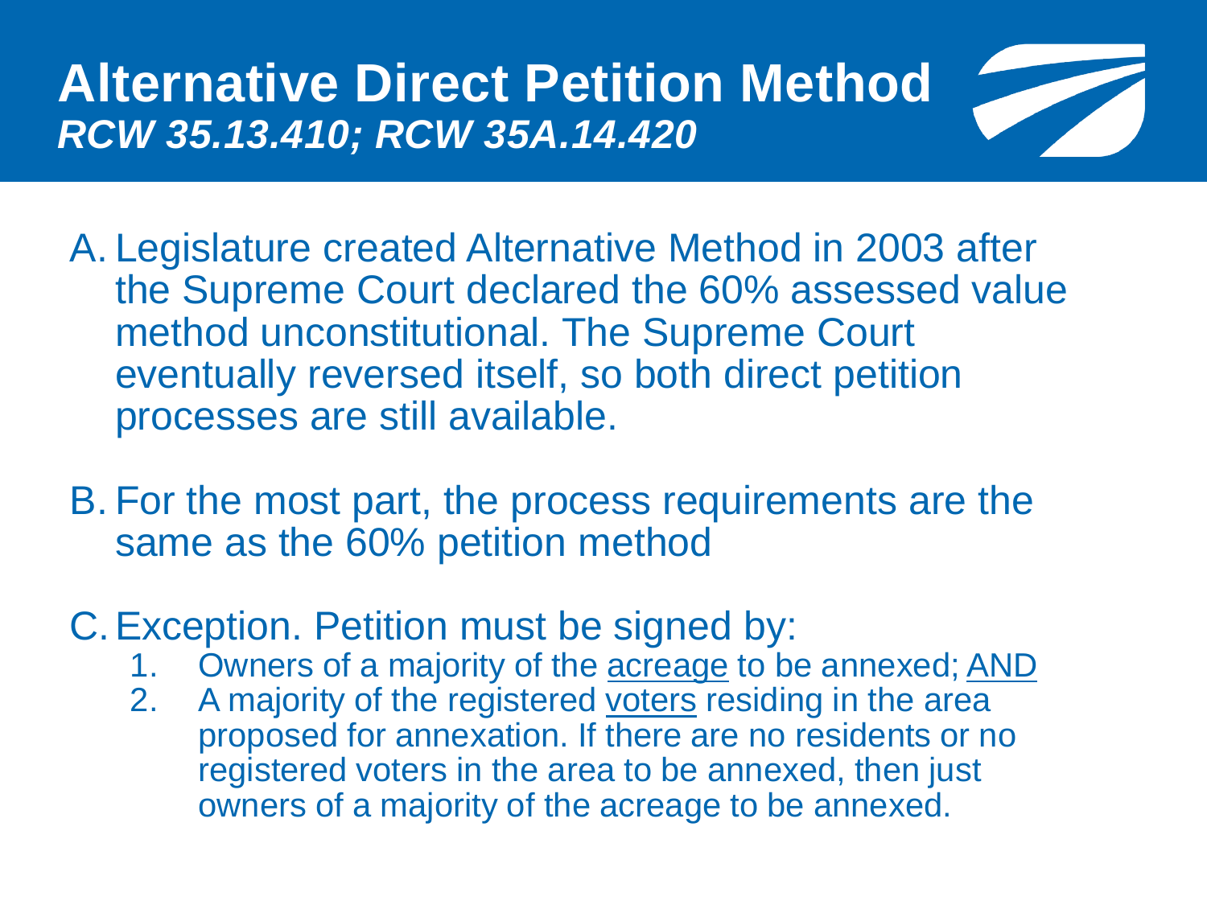# Alternative Direct Petition Method

***RCW 35.13.410; RCW 35A.14.420***

A. Legislature created Alternative Method in 2003 after the Supreme Court declared the 60% assessed value method unconstitutional. The Supreme Court eventually reversed itself, so both direct petition processes are still available.

B. For the most part, the process requirements are the same as the 60% petition method

C. Exception. Petition must be signed by:
   1. Owners of a majority of the <u>acreage</u> to be annexed; <u>AND</u>
   2. A majority of the registered <u>voters</u> residing in the area proposed for annexation. If there are no residents or no registered voters in the area to be annexed, then just owners of a majority of the acreage to be annexed.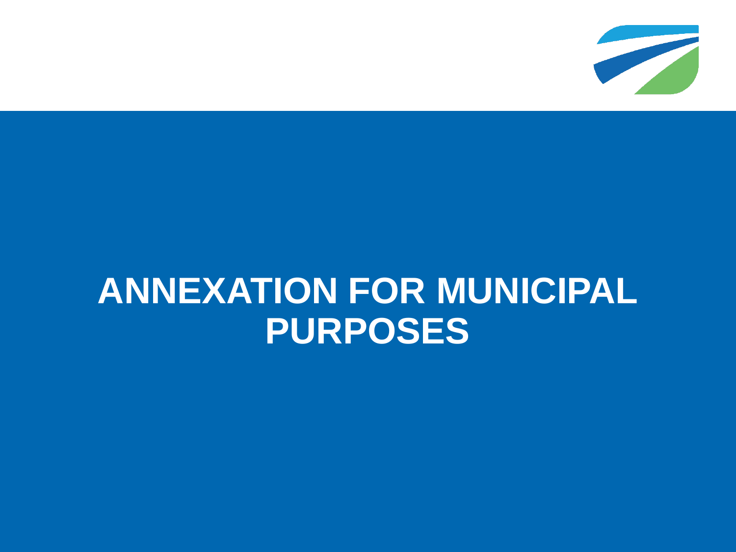# ANNEXATION FOR MUNICIPAL PURPOSES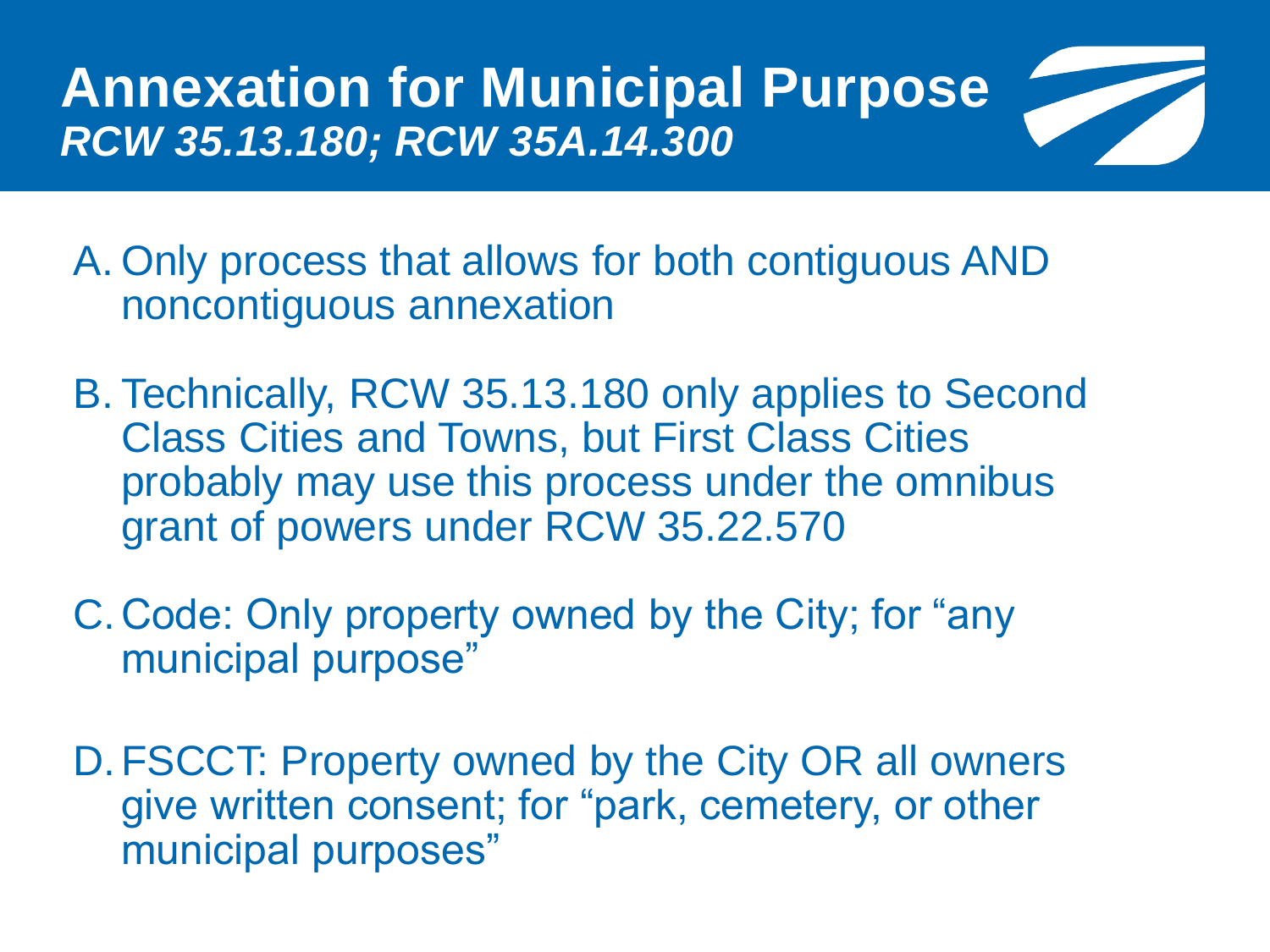# Annexation for Municipal Purpose

***RCW 35.13.180; RCW 35A.14.300***

A. Only process that allows for both contiguous AND noncontiguous annexation

B. Technically, RCW 35.13.180 only applies to Second Class Cities and Towns, but First Class Cities probably may use this process under the omnibus grant of powers under RCW 35.22.570

C. Code: Only property owned by the City; for "any municipal purpose"

D. FSCCT: Property owned by the City OR all owners give written consent; for "park, cemetery, or other municipal purposes"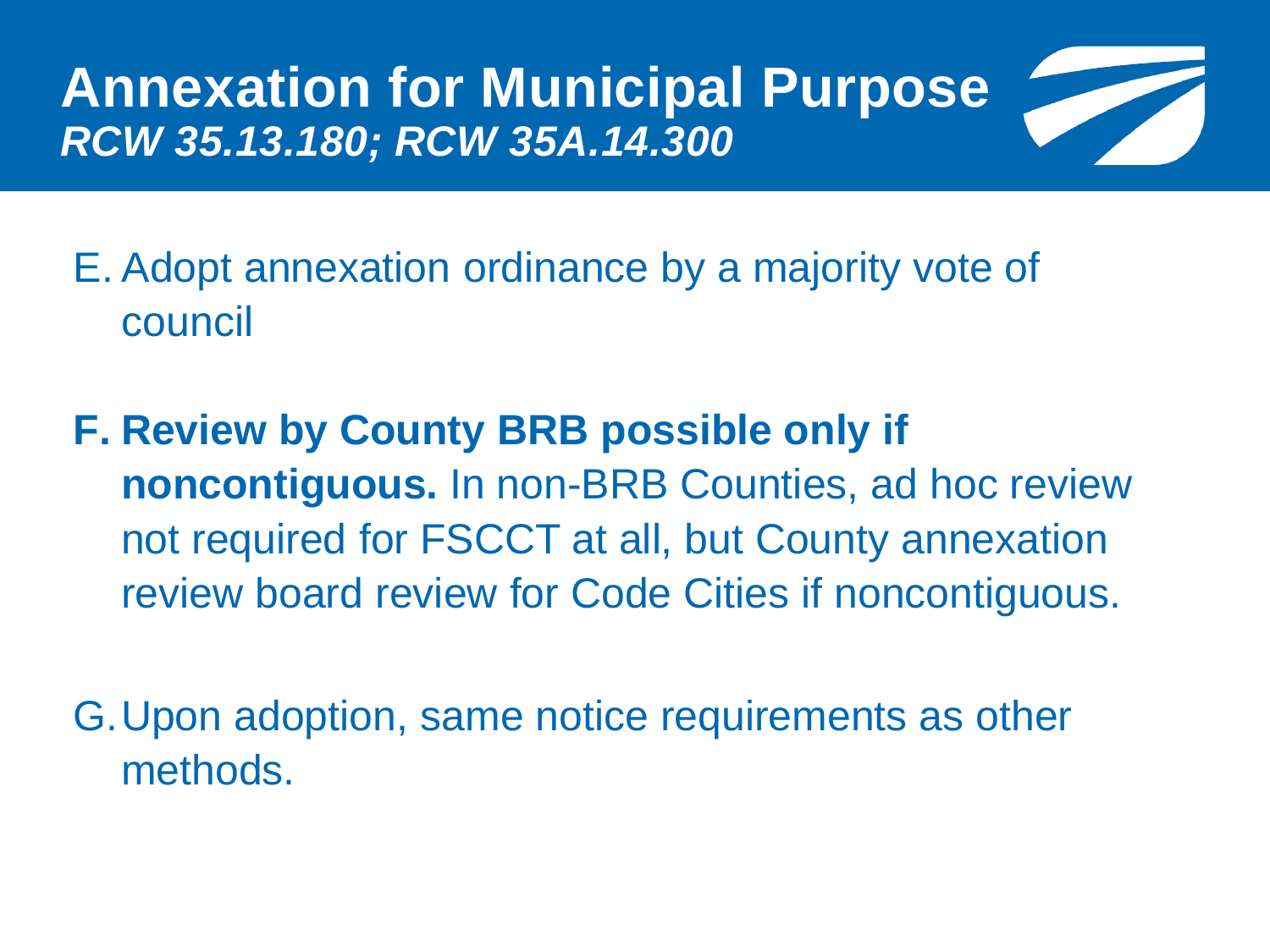# Annexation for Municipal Purpose

***RCW 35.13.180; RCW 35A.14.300***

E. Adopt annexation ordinance by a majority vote of council

F. **Review by County BRB possible only if noncontiguous.** In non-BRB Counties, ad hoc review not required for FSCCT at all, but County annexation review board review for Code Cities if noncontiguous.

G. Upon adoption, same notice requirements as other methods.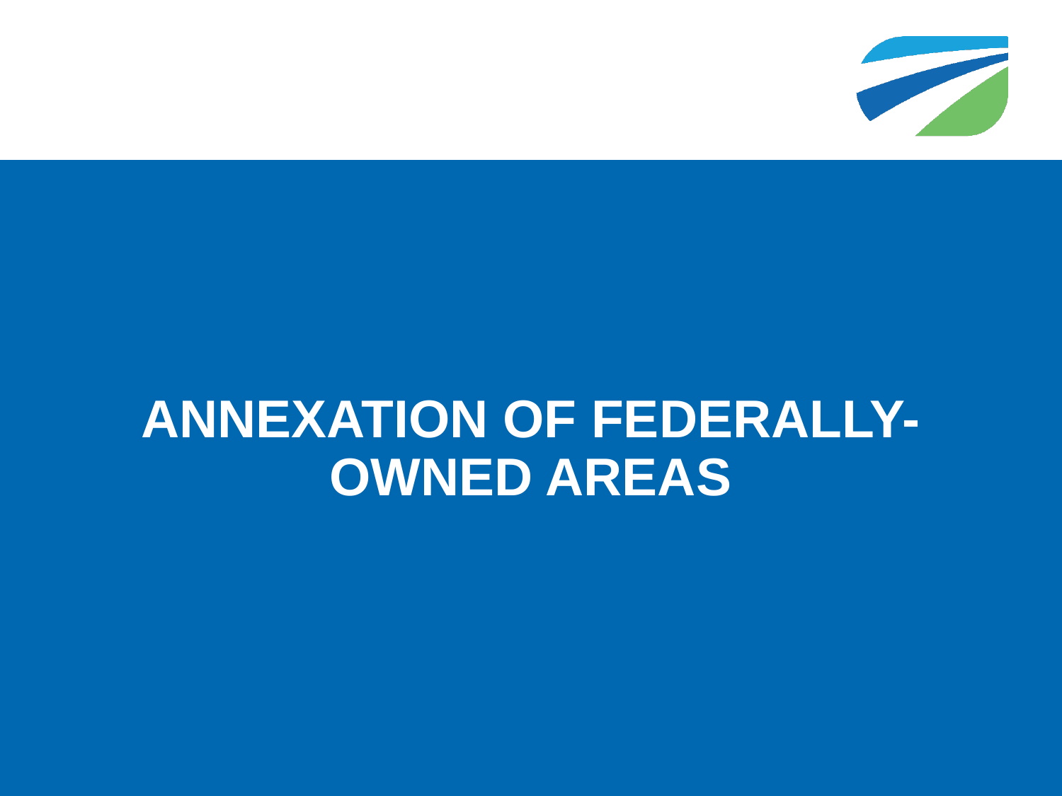# ANNEXATION OF FEDERALLY-OWNED AREAS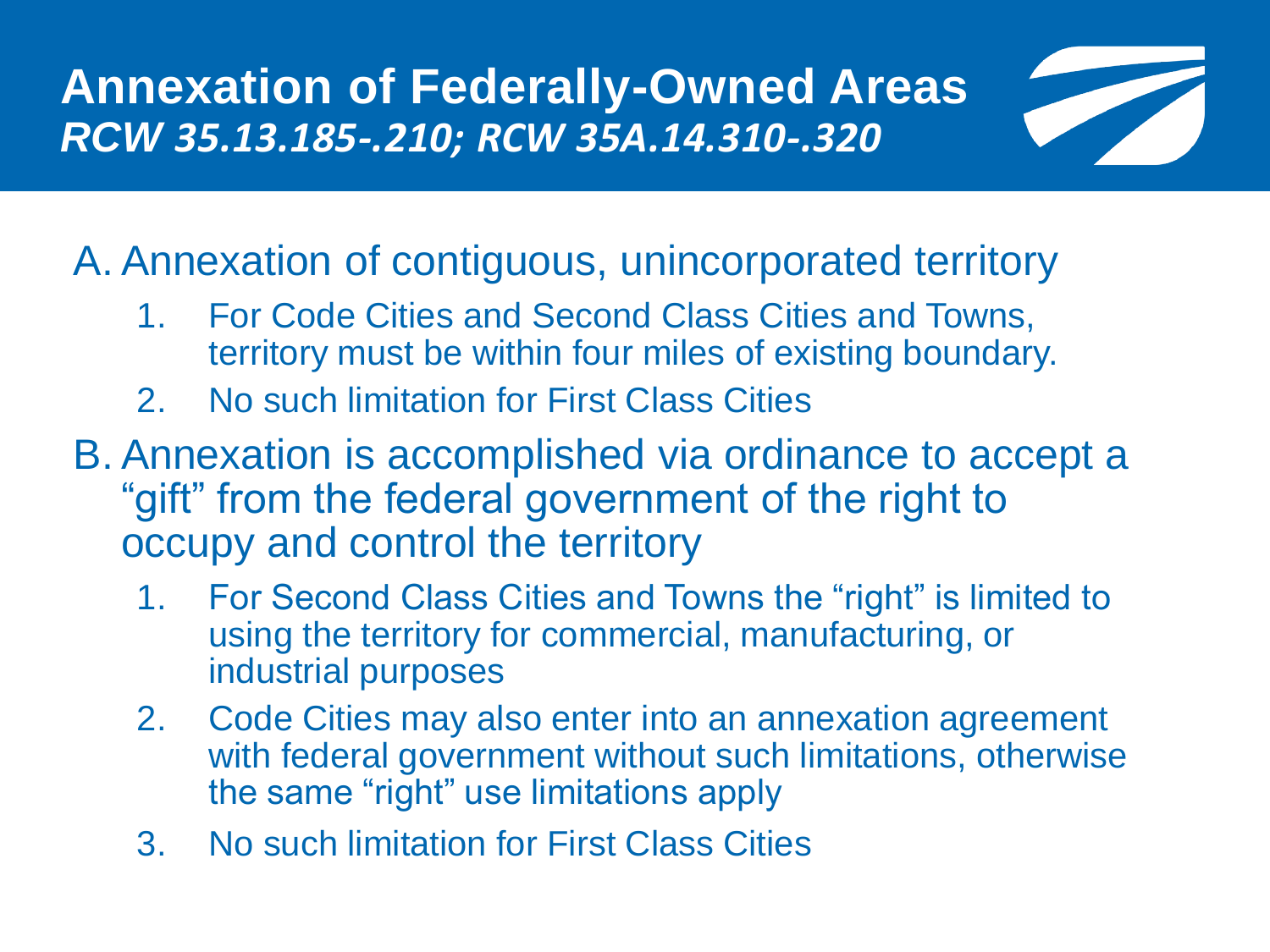# Annexation of Federally-Owned Areas

***RCW 35.13.185-.210; RCW 35A.14.310-.320***

A. Annexation of contiguous, unincorporated territory

   1. For Code Cities and Second Class Cities and Towns, territory must be within four miles of existing boundary.
   2. No such limitation for First Class Cities

B. Annexation is accomplished via ordinance to accept a "gift" from the federal government of the right to occupy and control the territory

   1. For Second Class Cities and Towns the "right" is limited to using the territory for commercial, manufacturing, or industrial purposes
   2. Code Cities may also enter into an annexation agreement with federal government without such limitations, otherwise the same "right" use limitations apply
   3. No such limitation for First Class Cities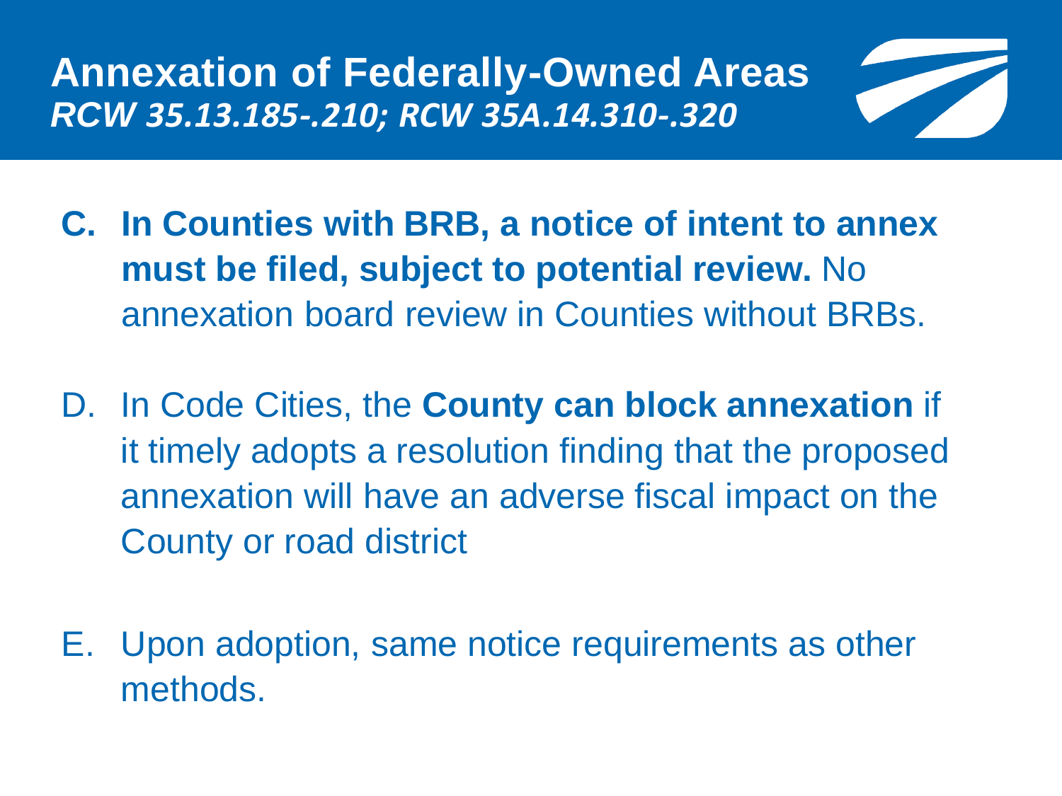# Annexation of Federally-Owned Areas
***RCW 35.13.185-.210; RCW 35A.14.310-.320***

C. **In Counties with BRB, a notice of intent to annex must be filed, subject to potential review.** No annexation board review in Counties without BRBs.

D. In Code Cities, the **County can block annexation** if it timely adopts a resolution finding that the proposed annexation will have an adverse fiscal impact on the County or road district

E. Upon adoption, same notice requirements as other methods.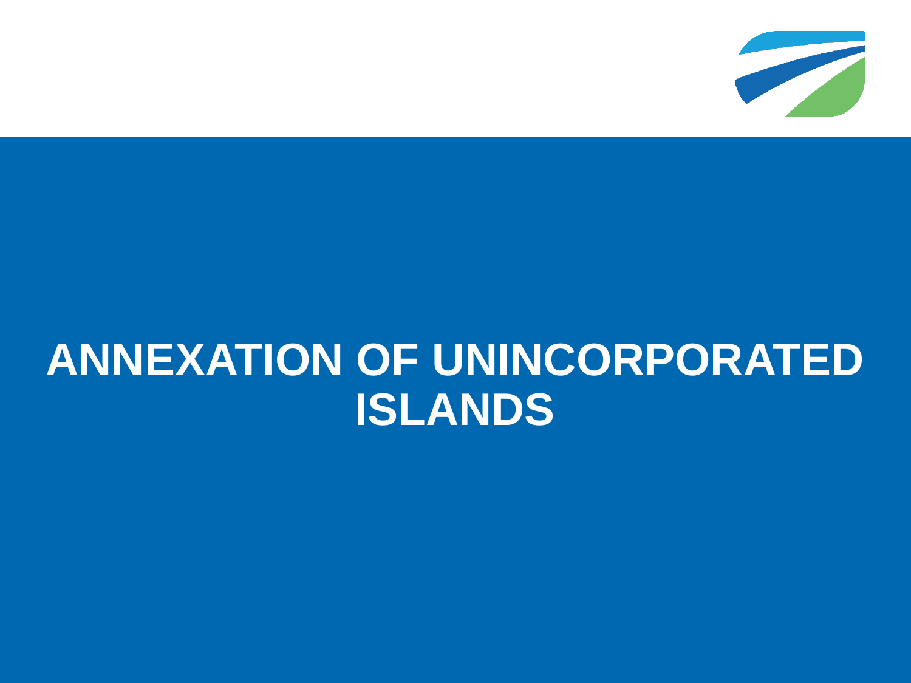# ANNEXATION OF UNINCORPORATED ISLANDS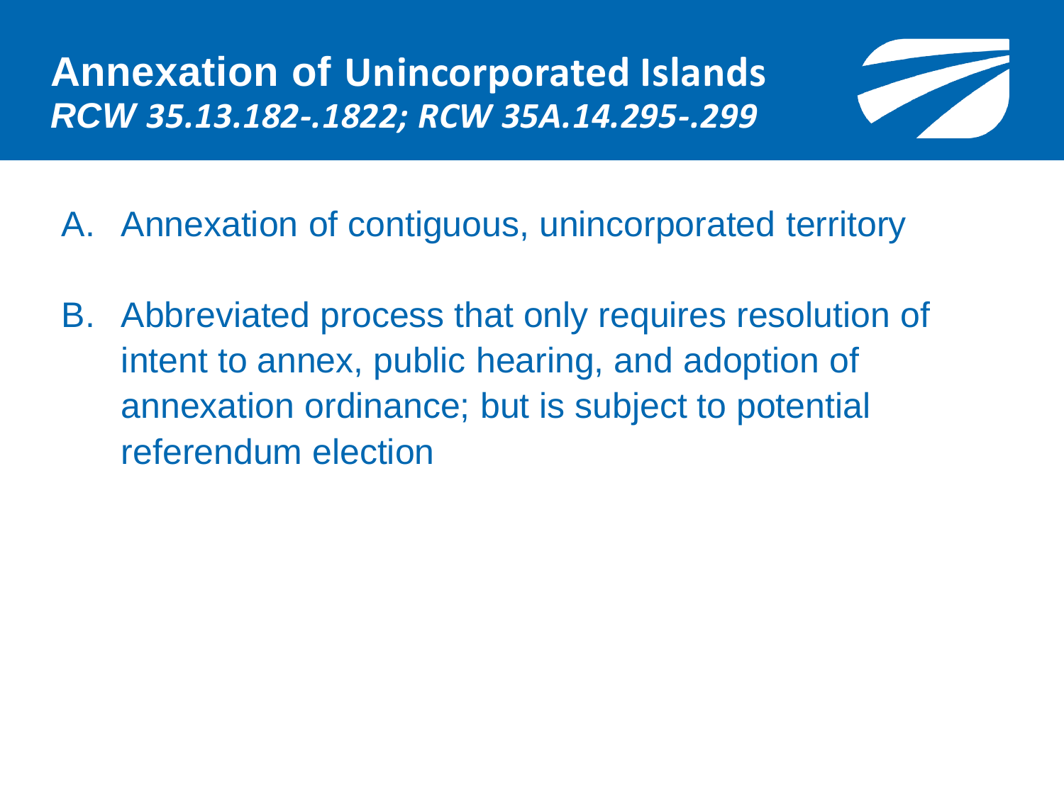# Annexation of Unincorporated Islands

***RCW 35.13.182-.1822; RCW 35A.14.295-.299***

A. Annexation of contiguous, unincorporated territory

B. Abbreviated process that only requires resolution of intent to annex, public hearing, and adoption of annexation ordinance; but is subject to potential referendum election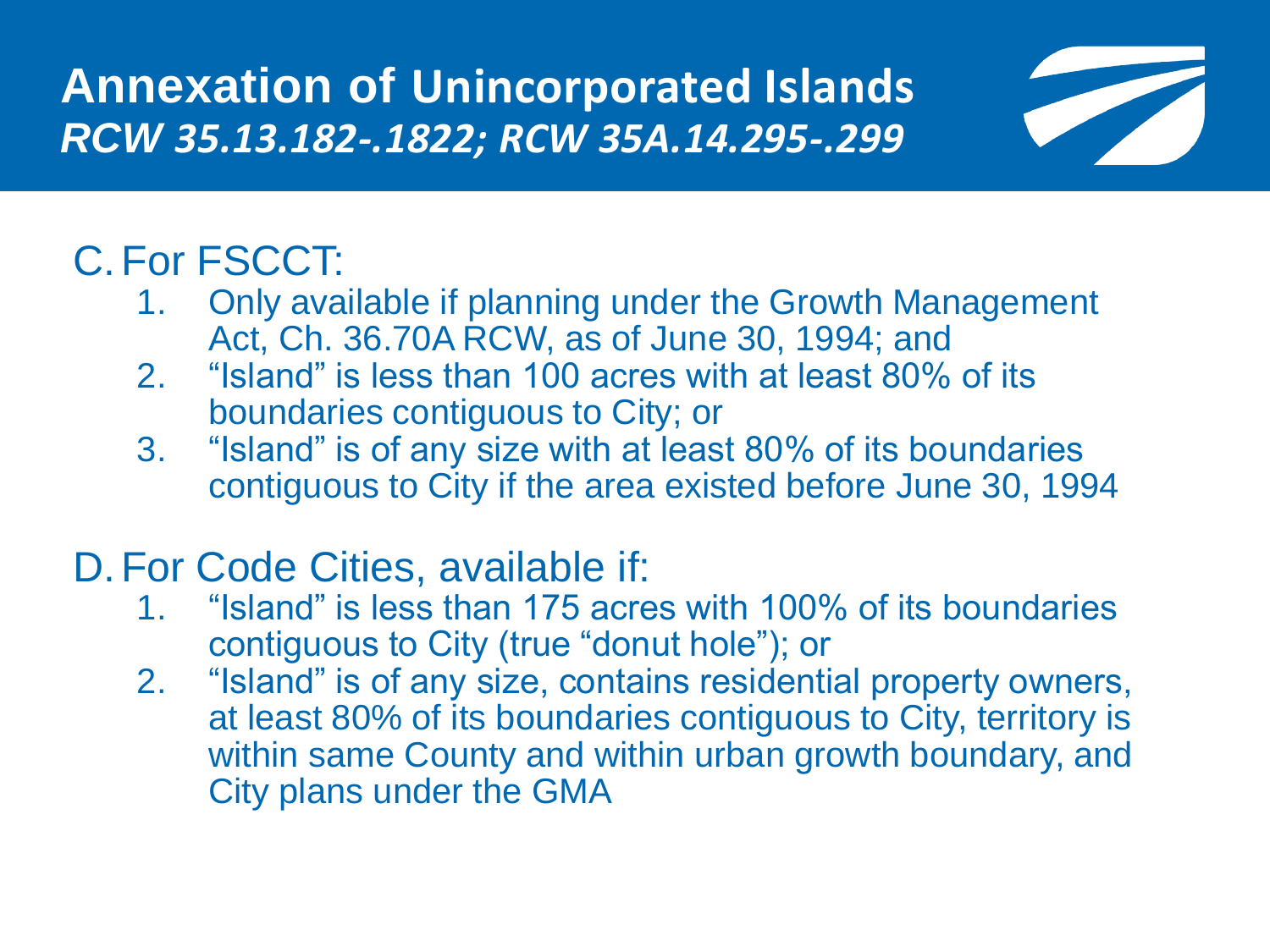# Annexation of Unincorporated Islands

## *RCW 35.13.182-.1822; RCW 35A.14.295-.299*

C. For FSCCT:

1. Only available if planning under the Growth Management Act, Ch. 36.70A RCW, as of June 30, 1994; and
2. "Island" is less than 100 acres with at least 80% of its boundaries contiguous to City; or
3. "Island" is of any size with at least 80% of its boundaries contiguous to City if the area existed before June 30, 1994

D. For Code Cities, available if:

1. "Island" is less than 175 acres with 100% of its boundaries contiguous to City (true "donut hole"); or
2. "Island" is of any size, contains residential property owners, at least 80% of its boundaries contiguous to City, territory is within same County and within urban growth boundary, and City plans under the GMA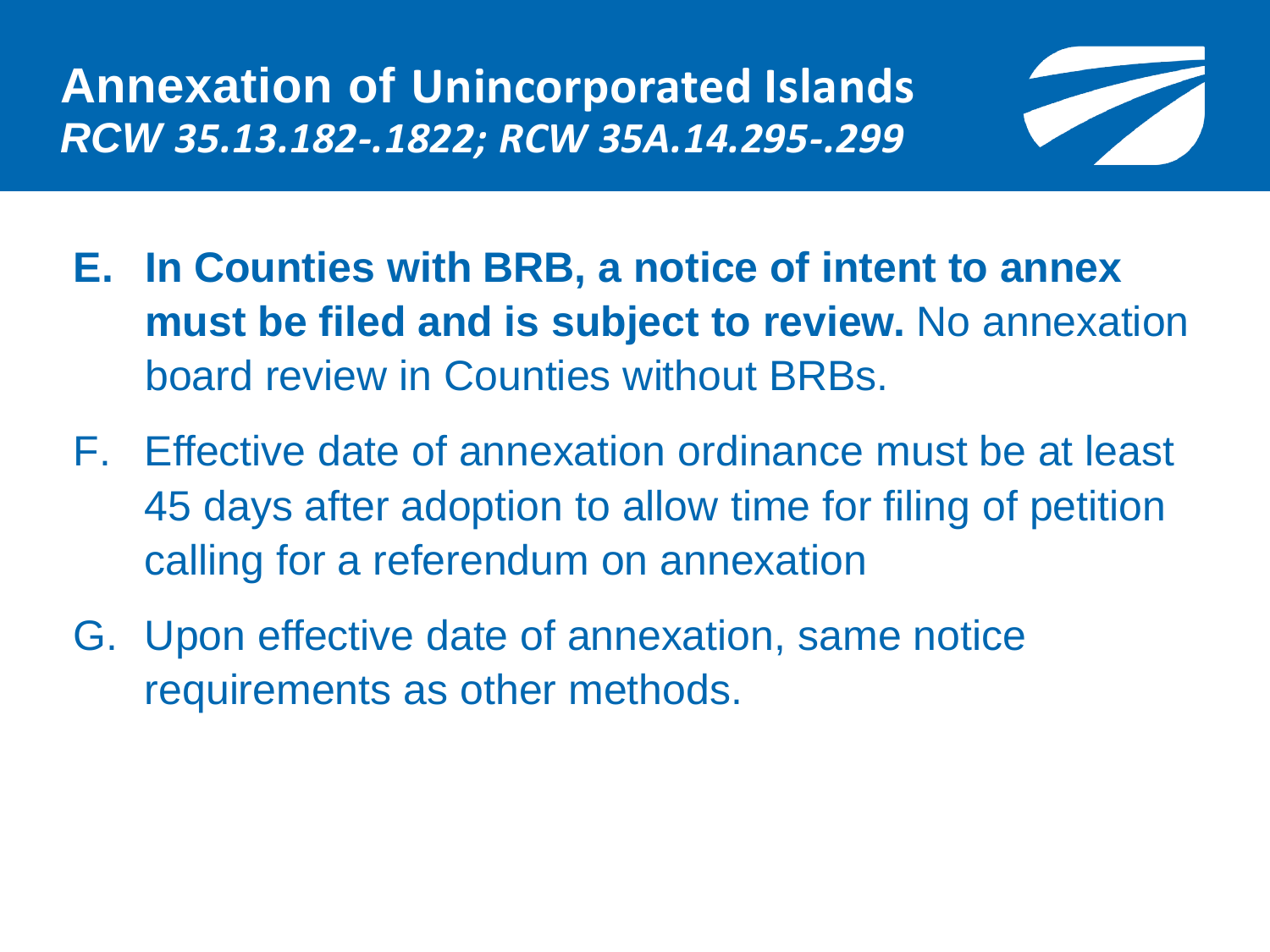# Annexation of Unincorporated Islands
## *RCW 35.13.182-.1822; RCW 35A.14.295-.299*

E. **In Counties with BRB, a notice of intent to annex must be filed and is subject to review.** No annexation board review in Counties without BRBs.

F. Effective date of annexation ordinance must be at least 45 days after adoption to allow time for filing of petition calling for a referendum on annexation

G. Upon effective date of annexation, same notice requirements as other methods.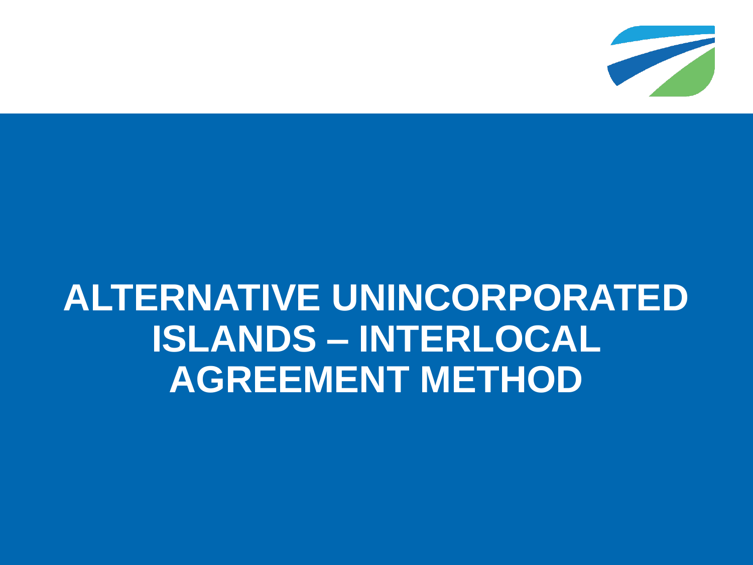# ALTERNATIVE UNINCORPORATED ISLANDS – INTERLOCAL AGREEMENT METHOD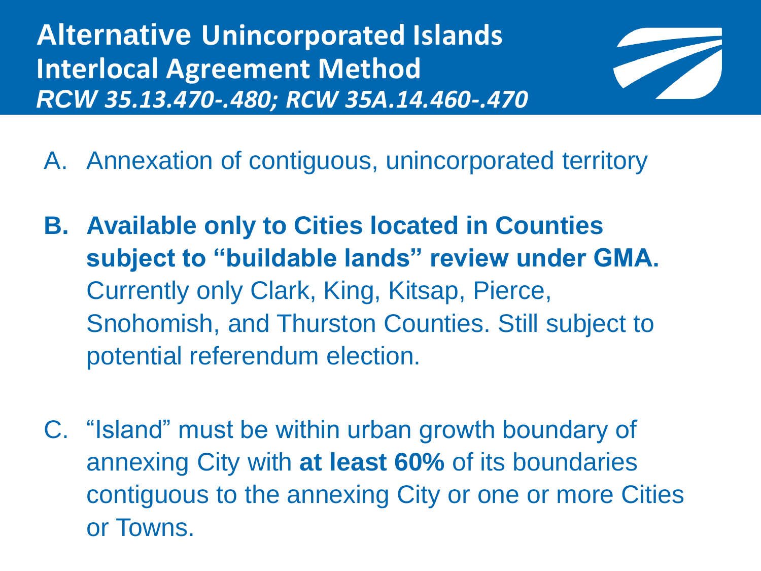# Alternative Unincorporated Islands Interlocal Agreement Method

*RCW 35.13.470-.480; RCW 35A.14.460-.470*

A. Annexation of contiguous, unincorporated territory

B. **Available only to Cities located in Counties subject to "buildable lands" review under GMA.** Currently only Clark, King, Kitsap, Pierce, Snohomish, and Thurston Counties. Still subject to potential referendum election.

C. "Island" must be within urban growth boundary of annexing City with **at least 60%** of its boundaries contiguous to the annexing City or one or more Cities or Towns.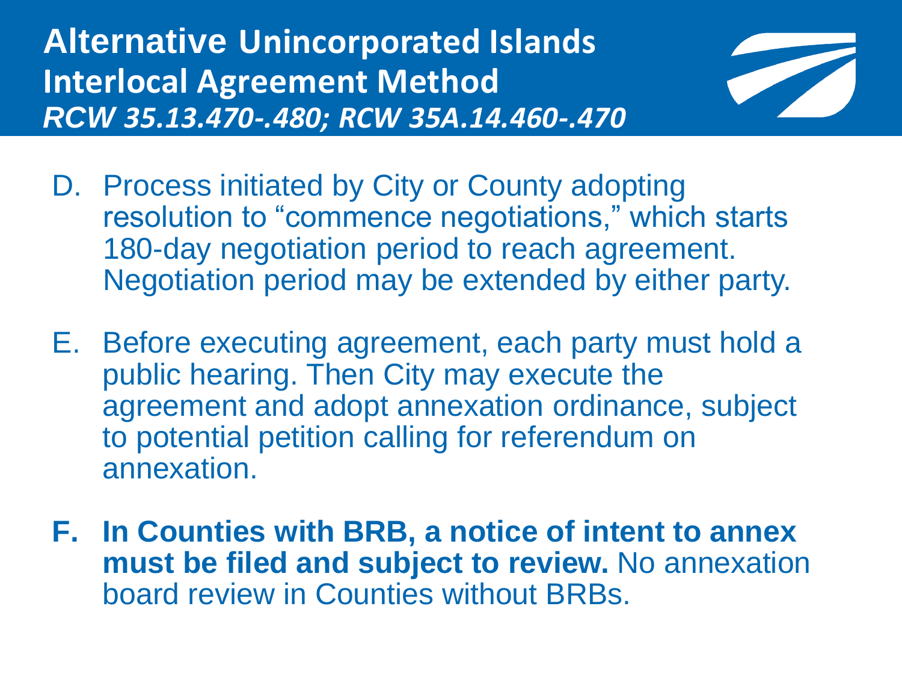# Alternative Unincorporated Islands Interlocal Agreement Method

***RCW 35.13.470-.480; RCW 35A.14.460-.470***

D. Process initiated by City or County adopting resolution to "commence negotiations," which starts 180-day negotiation period to reach agreement. Negotiation period may be extended by either party.

E. Before executing agreement, each party must hold a public hearing. Then City may execute the agreement and adopt annexation ordinance, subject to potential petition calling for referendum on annexation.

**F. In Counties with BRB, a notice of intent to annex must be filed and subject to review.** No annexation board review in Counties without BRBs.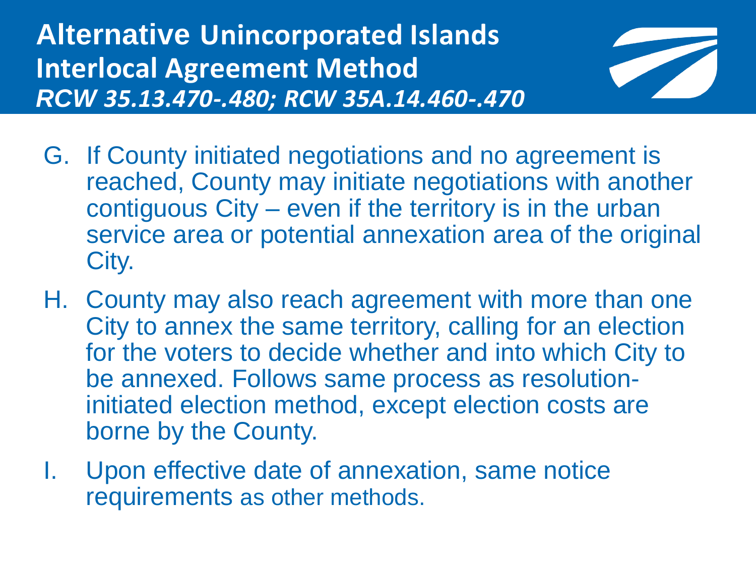# Alternative Unincorporated Islands Interlocal Agreement Method

***RCW 35.13.470-.480; RCW 35A.14.460-.470***

G. If County initiated negotiations and no agreement is reached, County may initiate negotiations with another contiguous City – even if the territory is in the urban service area or potential annexation area of the original City.

H. County may also reach agreement with more than one City to annex the same territory, calling for an election for the voters to decide whether and into which City to be annexed. Follows same process as resolution-initiated election method, except election costs are borne by the County.

I. Upon effective date of annexation, same notice requirements as other methods.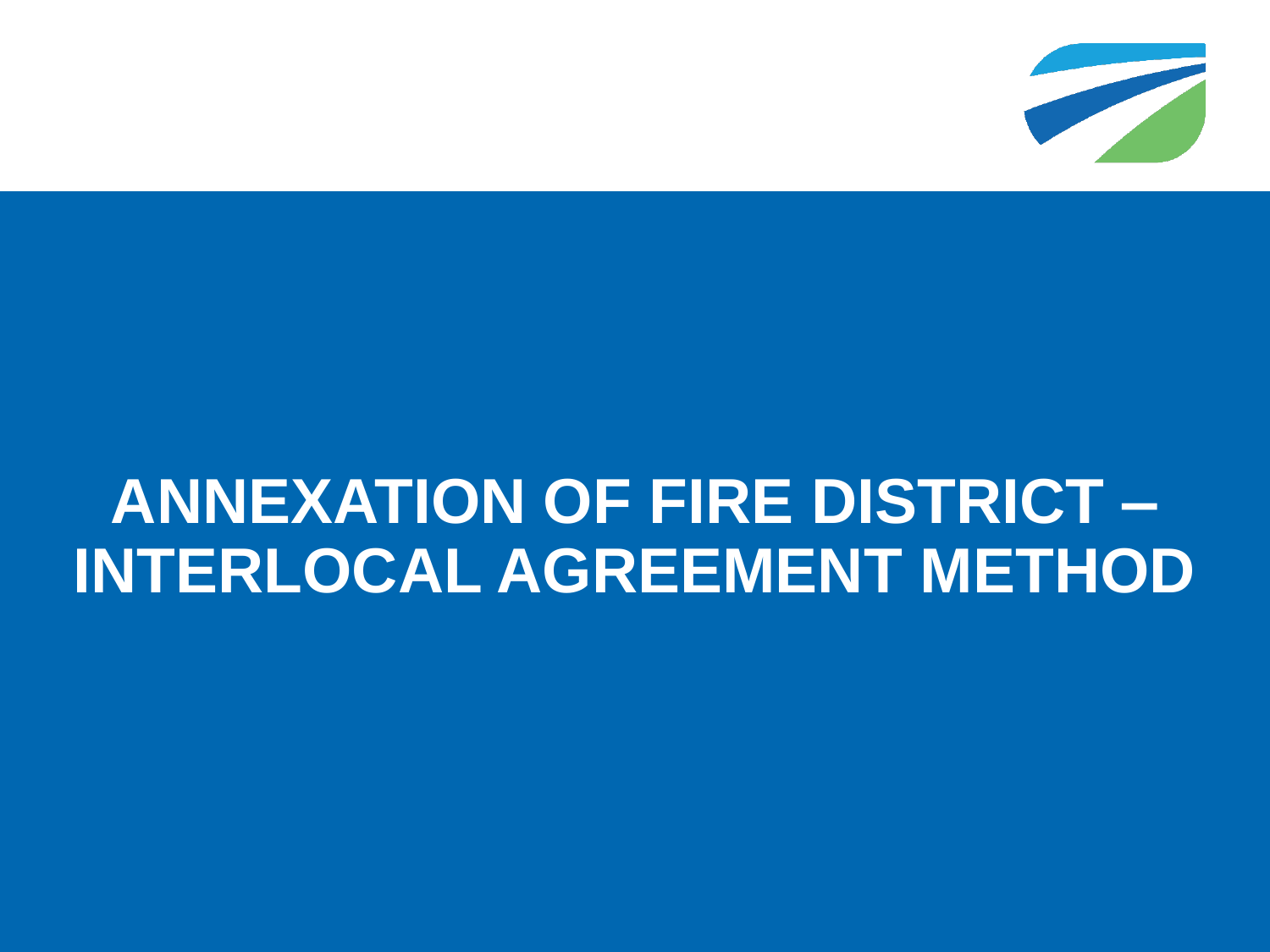# ANNEXATION OF FIRE DISTRICT – INTERLOCAL AGREEMENT METHOD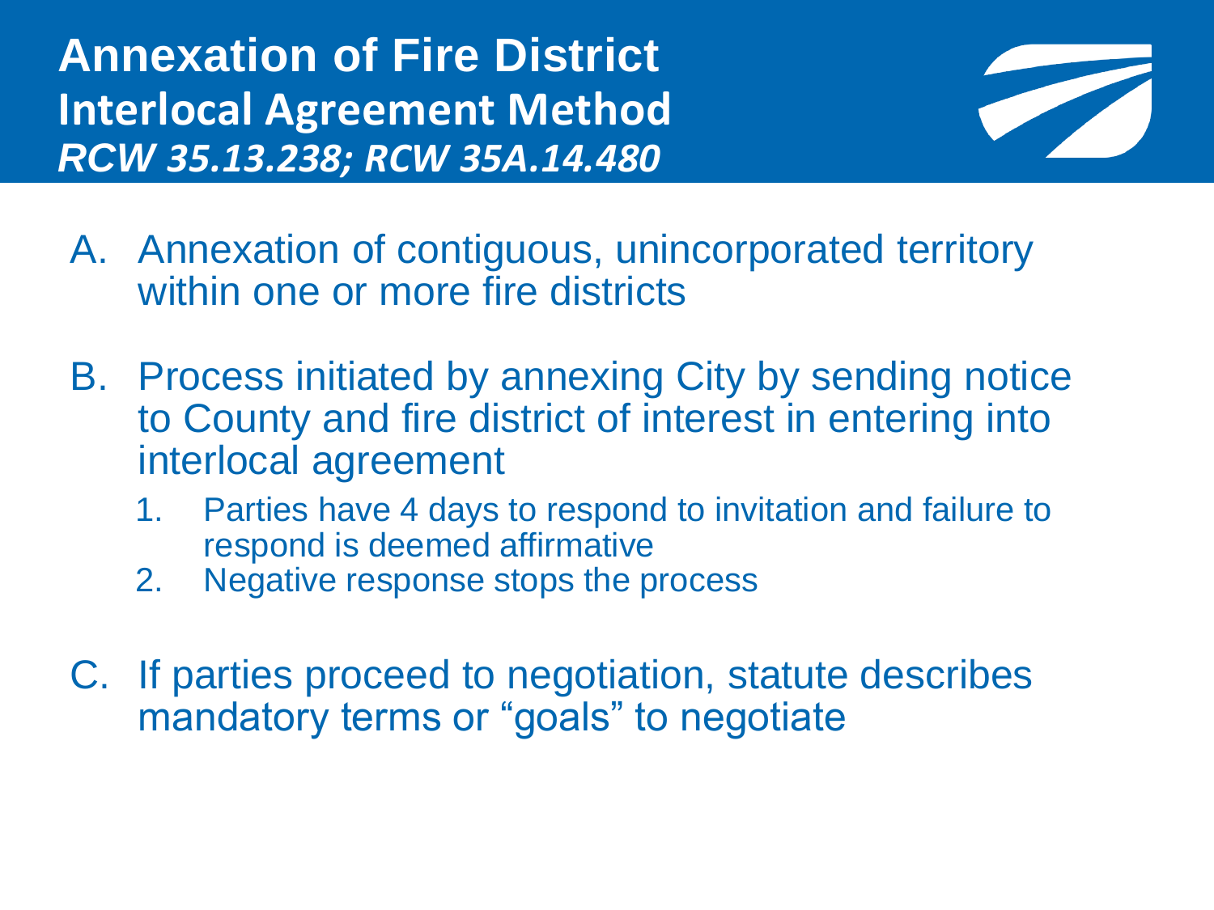# Annexation of Fire District Interlocal Agreement Method

***RCW 35.13.238; RCW 35A.14.480***

A. Annexation of contiguous, unincorporated territory within one or more fire districts

B. Process initiated by annexing City by sending notice to County and fire district of interest in entering into interlocal agreement

   1. Parties have 4 days to respond to invitation and failure to respond is deemed affirmative
   2. Negative response stops the process

C. If parties proceed to negotiation, statute describes mandatory terms or "goals" to negotiate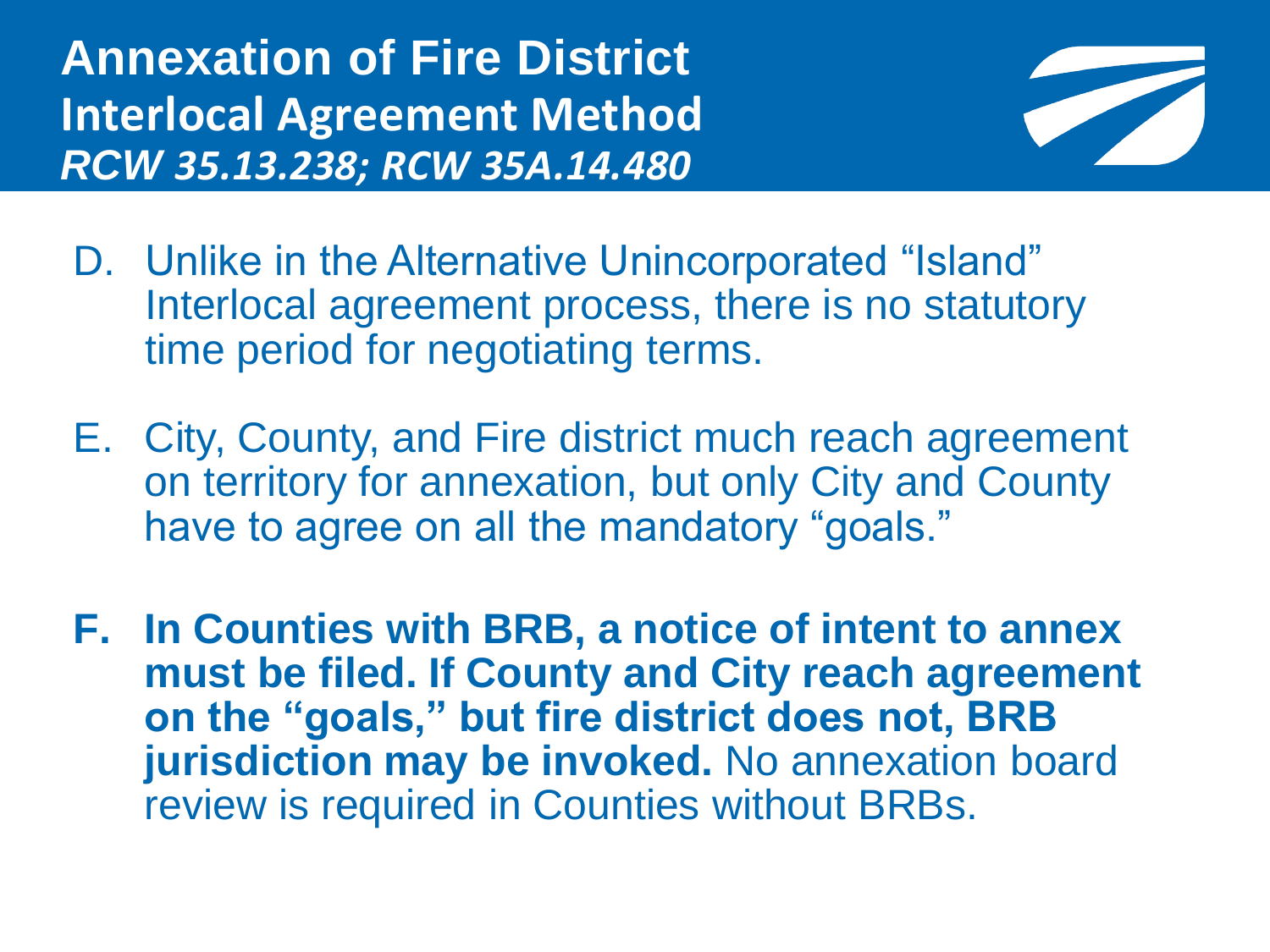# Annexation of Fire District
## Interlocal Agreement Method
### *RCW 35.13.238; RCW 35A.14.480*

D. Unlike in the Alternative Unincorporated "Island" Interlocal agreement process, there is no statutory time period for negotiating terms.

E. City, County, and Fire district much reach agreement on territory for annexation, but only City and County have to agree on all the mandatory "goals."

F. **In Counties with BRB, a notice of intent to annex must be filed. If County and City reach agreement on the "goals," but fire district does not, BRB jurisdiction may be invoked.** No annexation board review is required in Counties without BRBs.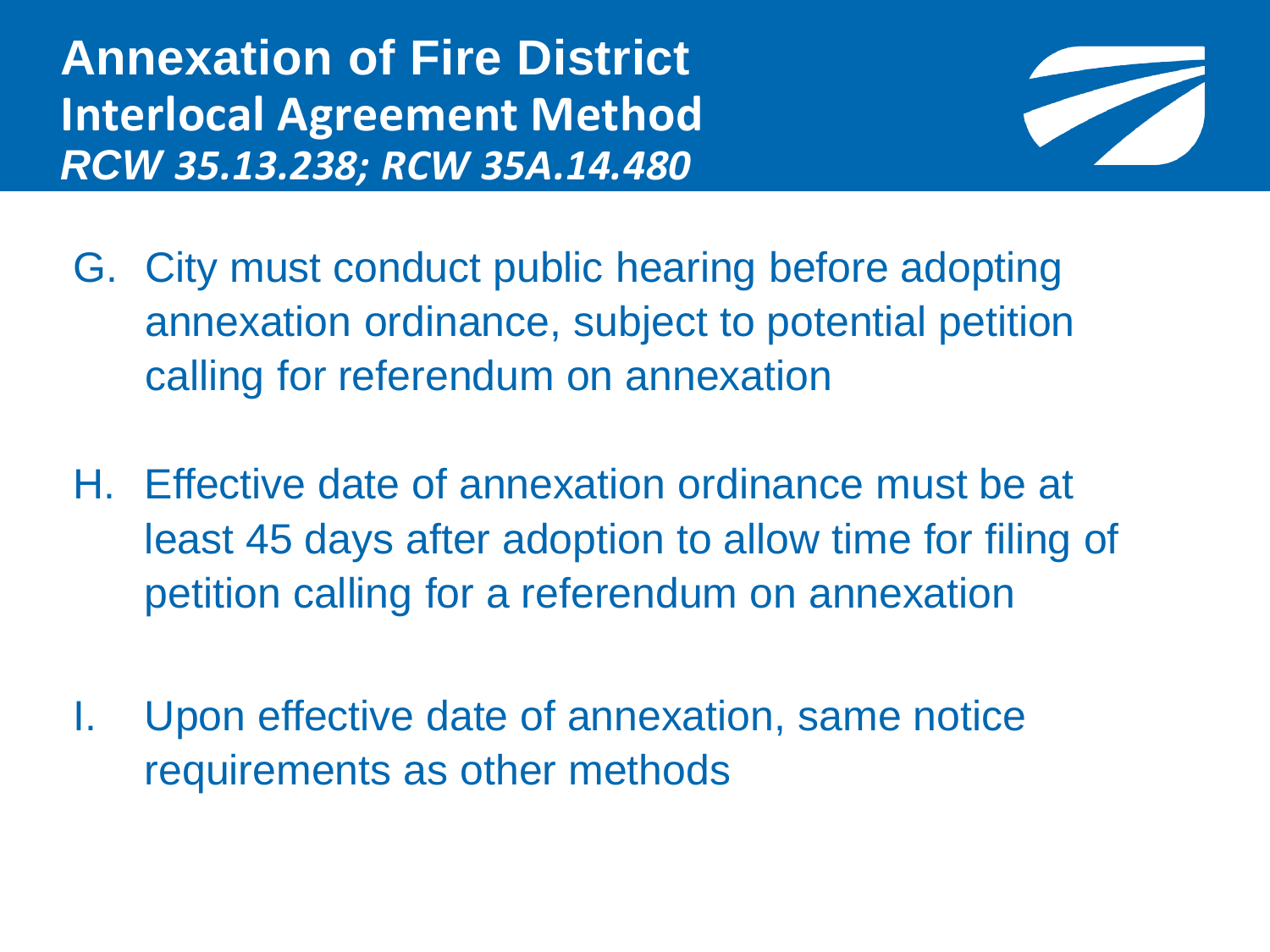# Annexation of Fire District Interlocal Agreement Method

***RCW 35.13.238; RCW 35A.14.480***

G. City must conduct public hearing before adopting annexation ordinance, subject to potential petition calling for referendum on annexation

H. Effective date of annexation ordinance must be at least 45 days after adoption to allow time for filing of petition calling for a referendum on annexation

I. Upon effective date of annexation, same notice requirements as other methods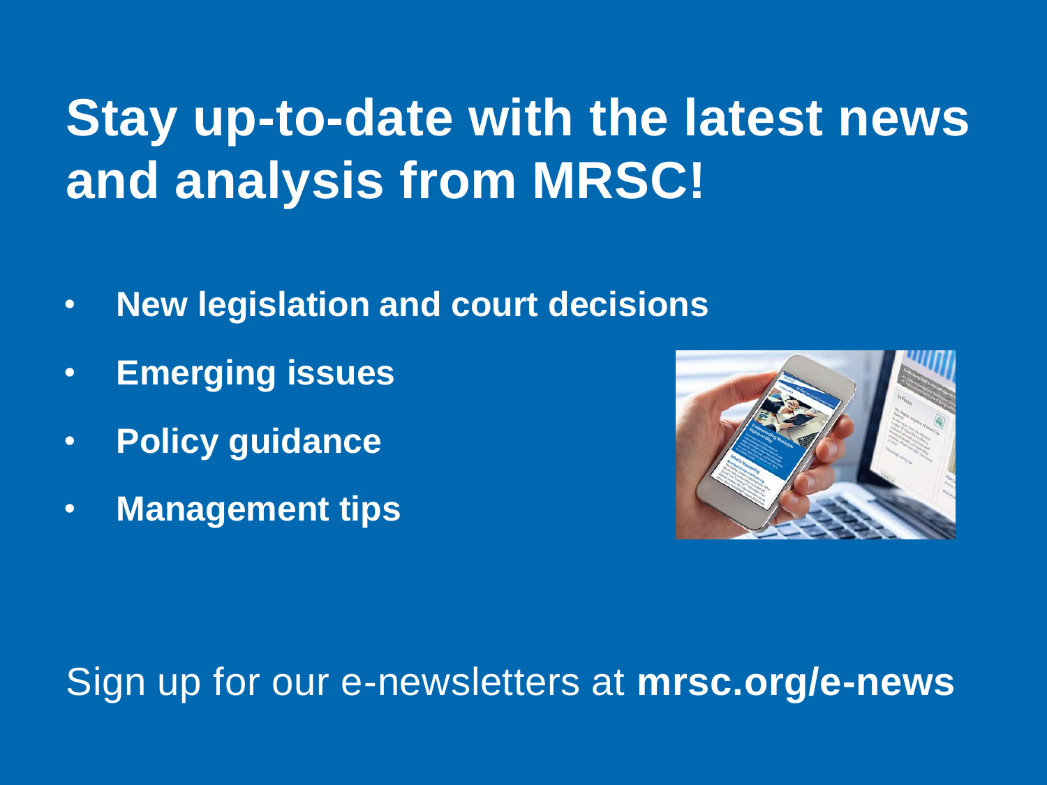# Stay up-to-date with the latest news and analysis from MRSC!

- **New legislation and court decisions**
- **Emerging issues**
- **Policy guidance**
- **Management tips**

Sign up for our e-newsletters at **mrsc.org/e-news**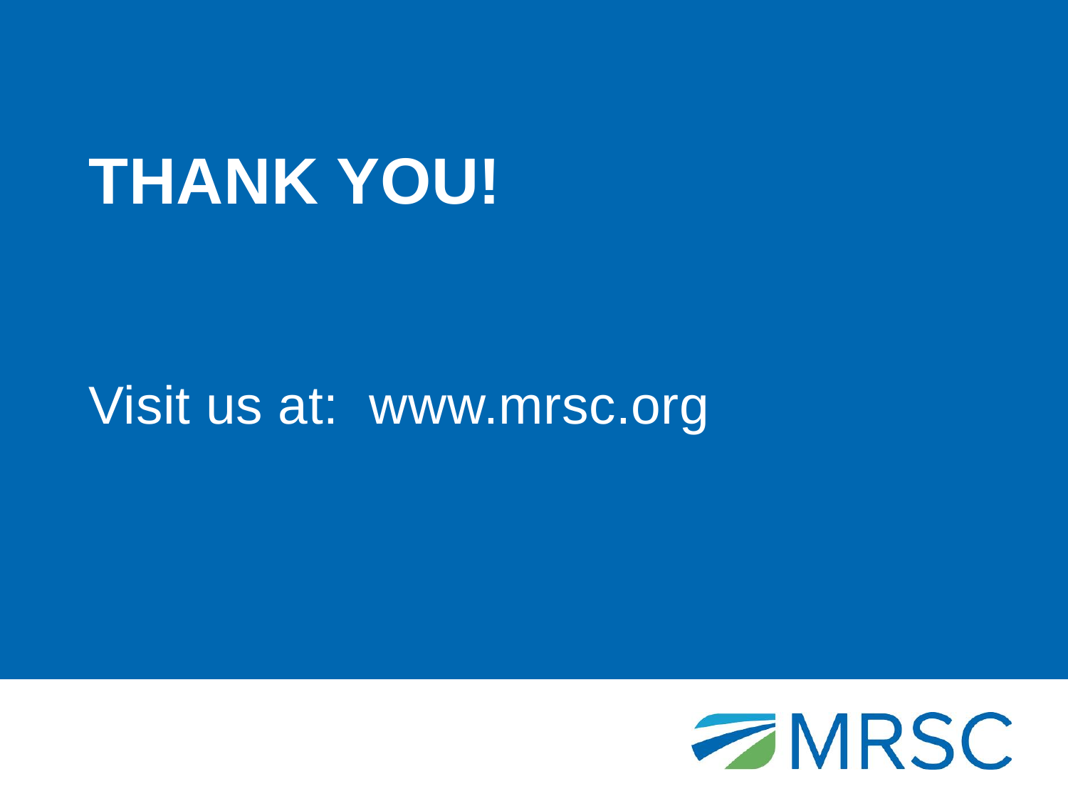# THANK YOU!

Visit us at: www.mrsc.org

MRSC